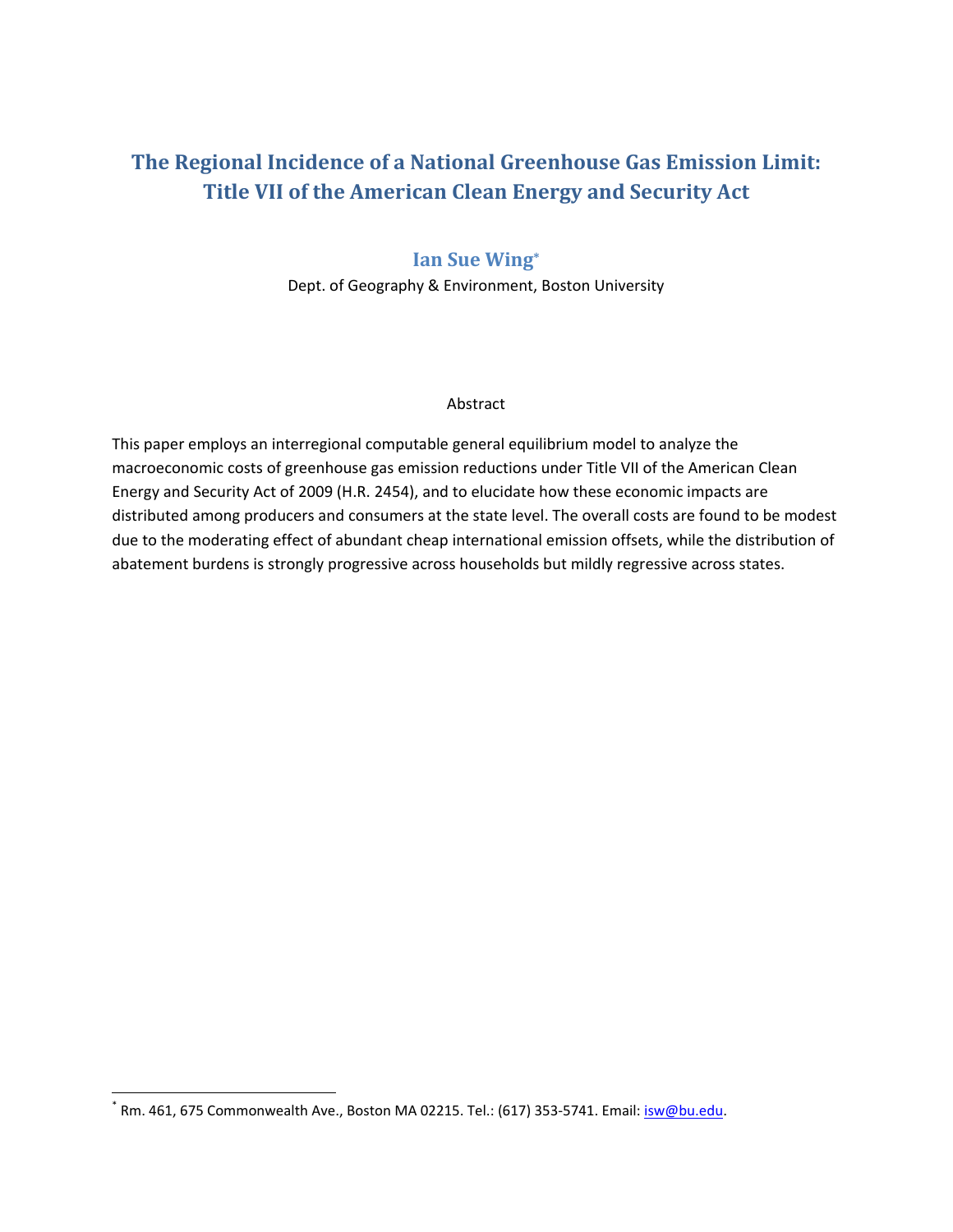# The Regional Incidence of a National Greenhouse Gas Emission Limit: Title VII of the American Clean Energy and Security Act

**Ian Sue Wing***

Dept. of Geography & Environment, Boston University

## Abstract

This paper employs an interregional computable general equilibrium model to analyze the macroeconomic costs of greenhouse gas emission reductions under Title VII of the American Clean Energy and Security Act of 2009 (H.R. 2454), and to elucidate how these economic impacts are distributed among producers and consumers at the state level. The overall costs are found to be modest due to the moderating effect of abundant cheap international emission offsets, while the distribution of abatement burdens is strongly progressive across households but mildly regressive across states.

---

* Rm. 461, 675 Commonwealth Ave., Boston MA 02215. Tel.: (617) 353-5741. Email: isw@bu.edu.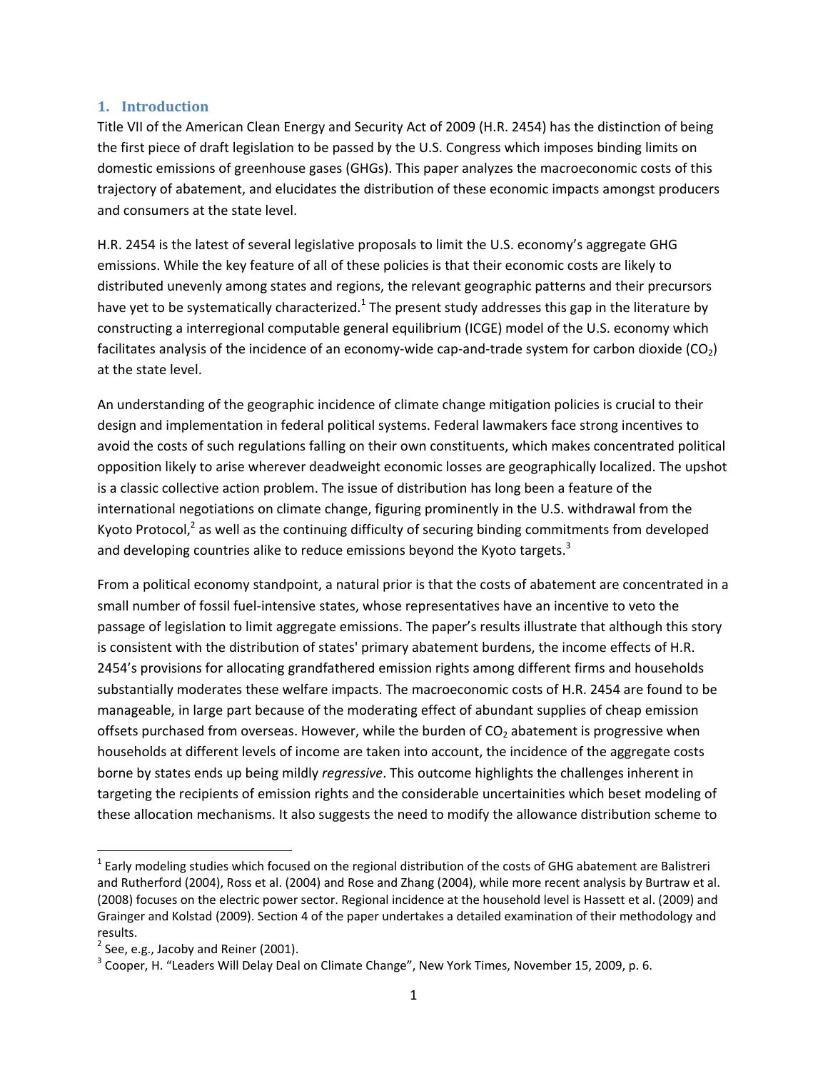## 1. Introduction

Title VII of the American Clean Energy and Security Act of 2009 (H.R. 2454) has the distinction of being the first piece of draft legislation to be passed by the U.S. Congress which imposes binding limits on domestic emissions of greenhouse gases (GHGs). This paper analyzes the macroeconomic costs of this trajectory of abatement, and elucidates the distribution of these economic impacts amongst producers and consumers at the state level.

H.R. 2454 is the latest of several legislative proposals to limit the U.S. economy's aggregate GHG emissions. While the key feature of all of these policies is that their economic costs are likely to distributed unevenly among states and regions, the relevant geographic patterns and their precursors have yet to be systematically characterized.[1] The present study addresses this gap in the literature by constructing a interregional computable general equilibrium (ICGE) model of the U.S. economy which facilitates analysis of the incidence of an economy-wide cap-and-trade system for carbon dioxide ($CO_2$) at the state level.

An understanding of the geographic incidence of climate change mitigation policies is crucial to their design and implementation in federal political systems. Federal lawmakers face strong incentives to avoid the costs of such regulations falling on their own constituents, which makes concentrated political opposition likely to arise wherever deadweight economic losses are geographically localized. The upshot is a classic collective action problem. The issue of distribution has long been a feature of the international negotiations on climate change, figuring prominently in the U.S. withdrawal from the Kyoto Protocol,[2] as well as the continuing difficulty of securing binding commitments from developed and developing countries alike to reduce emissions beyond the Kyoto targets.[3]

From a political economy standpoint, a natural prior is that the costs of abatement are concentrated in a small number of fossil fuel-intensive states, whose representatives have an incentive to veto the passage of legislation to limit aggregate emissions. The paper's results illustrate that although this story is consistent with the distribution of states' primary abatement burdens, the income effects of H.R. 2454's provisions for allocating grandfathered emission rights among different firms and households substantially moderates these welfare impacts. The macroeconomic costs of H.R. 2454 are found to be manageable, in large part because of the moderating effect of abundant supplies of cheap emission offsets purchased from overseas. However, while the burden of $CO_2$ abatement is progressive when households at different levels of income are taken into account, the incidence of the aggregate costs borne by states ends up being mildly *regressive*. This outcome highlights the challenges inherent in targeting the recipients of emission rights and the considerable uncertainities which beset modeling of these allocation mechanisms. It also suggests the need to modify the allowance distribution scheme to

---

[1] Early modeling studies which focused on the regional distribution of the costs of GHG abatement are Balistreri and Rutherford (2004), Ross et al. (2004) and Rose and Zhang (2004), while more recent analysis by Burtraw et al. (2008) focuses on the electric power sector. Regional incidence at the household level is Hassett et al. (2009) and Grainger and Kolstad (2009). Section 4 of the paper undertakes a detailed examination of their methodology and results.

[2] See, e.g., Jacoby and Reiner (2001).

[3] Cooper, H. "Leaders Will Delay Deal on Climate Change", New York Times, November 15, 2009, p. 6.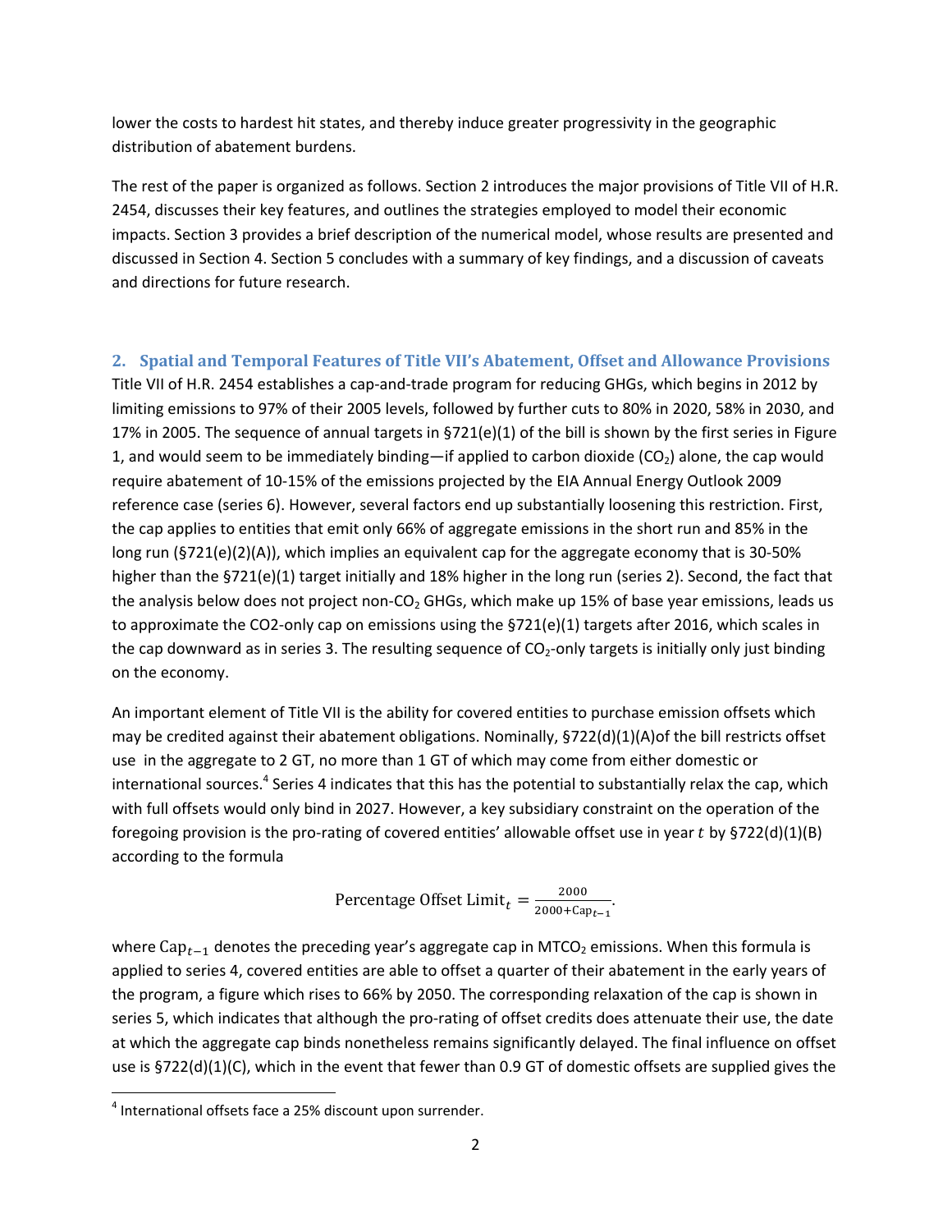lower the costs to hardest hit states, and thereby induce greater progressivity in the geographic distribution of abatement burdens.

The rest of the paper is organized as follows. Section 2 introduces the major provisions of Title VII of H.R. 2454, discusses their key features, and outlines the strategies employed to model their economic impacts. Section 3 provides a brief description of the numerical model, whose results are presented and discussed in Section 4. Section 5 concludes with a summary of key findings, and a discussion of caveats and directions for future research.

## 2. Spatial and Temporal Features of Title VII's Abatement, Offset and Allowance Provisions

Title VII of H.R. 2454 establishes a cap-and-trade program for reducing GHGs, which begins in 2012 by limiting emissions to 97% of their 2005 levels, followed by further cuts to 80% in 2020, 58% in 2030, and 17% in 2005. The sequence of annual targets in §721(e)(1) of the bill is shown by the first series in Figure 1, and would seem to be immediately binding—if applied to carbon dioxide ($CO_2$) alone, the cap would require abatement of 10-15% of the emissions projected by the EIA Annual Energy Outlook 2009 reference case (series 6). However, several factors end up substantially loosening this restriction. First, the cap applies to entities that emit only 66% of aggregate emissions in the short run and 85% in the long run (§721(e)(2)(A)), which implies an equivalent cap for the aggregate economy that is 30-50% higher than the §721(e)(1) target initially and 18% higher in the long run (series 2). Second, the fact that the analysis below does not project non-$CO_2$ GHGs, which make up 15% of base year emissions, leads us to approximate the CO2-only cap on emissions using the §721(e)(1) targets after 2016, which scales in the cap downward as in series 3. The resulting sequence of $CO_2$-only targets is initially only just binding on the economy.

An important element of Title VII is the ability for covered entities to purchase emission offsets which may be credited against their abatement obligations. Nominally, §722(d)(1)(A)of the bill restricts offset use in the aggregate to 2 GT, no more than 1 GT of which may come from either domestic or international sources.[4] Series 4 indicates that this has the potential to substantially relax the cap, which with full offsets would only bind in 2027. However, a key subsidiary constraint on the operation of the foregoing provision is the pro-rating of covered entities' allowable offset use in year $t$ by §722(d)(1)(B) according to the formula

$$\text{Percentage Offset Limit}_t = \frac{2000}{2000 + \text{Cap}_{t-1}}.$$

where $\text{Cap}_{t-1}$ denotes the preceding year's aggregate cap in $MTCO_2$ emissions. When this formula is applied to series 4, covered entities are able to offset a quarter of their abatement in the early years of the program, a figure which rises to 66% by 2050. The corresponding relaxation of the cap is shown in series 5, which indicates that although the pro-rating of offset credits does attenuate their use, the date at which the aggregate cap binds nonetheless remains significantly delayed. The final influence on offset use is §722(d)(1)(C), which in the event that fewer than 0.9 GT of domestic offsets are supplied gives the

[4] International offsets face a 25% discount upon surrender.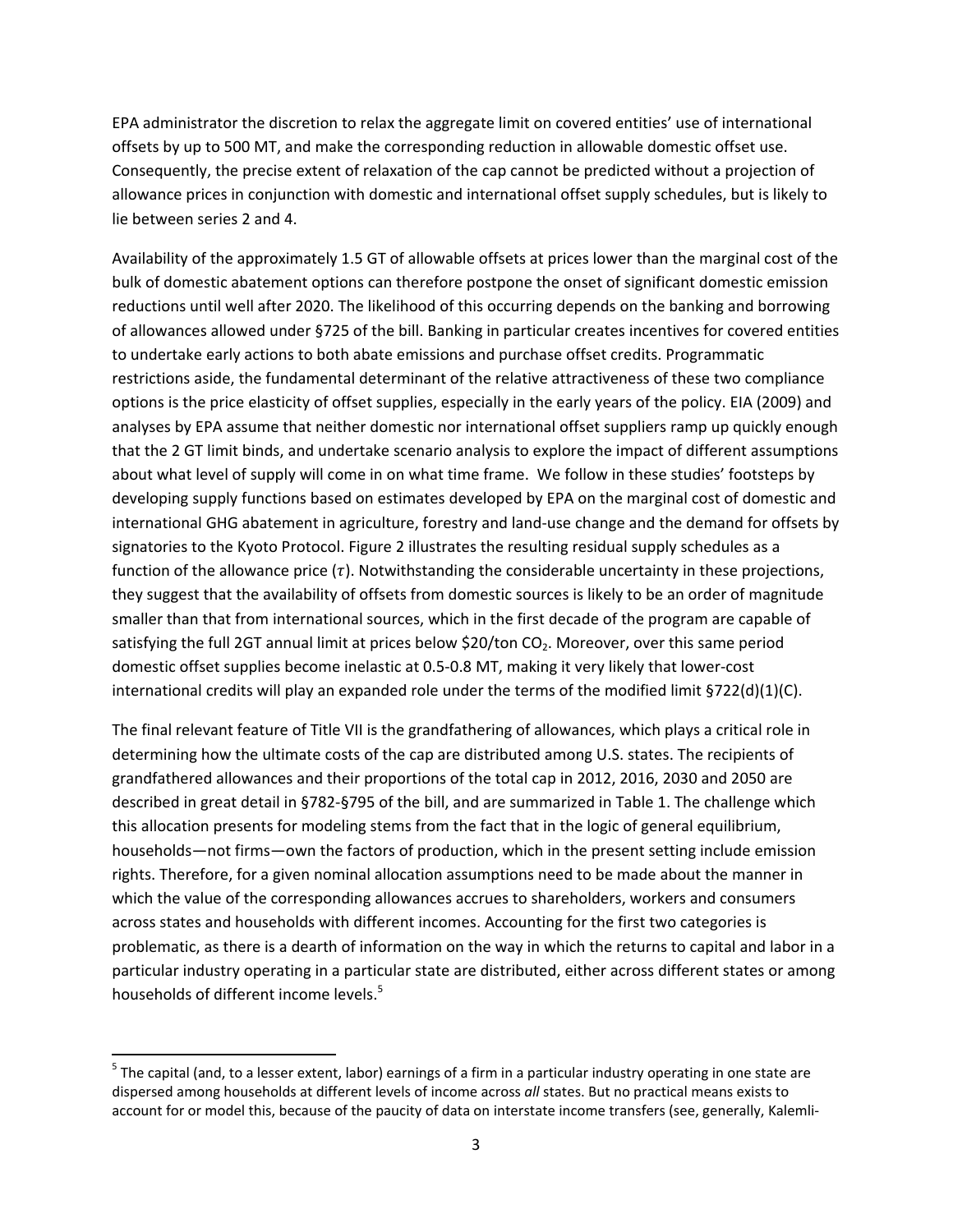EPA administrator the discretion to relax the aggregate limit on covered entities' use of international offsets by up to 500 MT, and make the corresponding reduction in allowable domestic offset use. Consequently, the precise extent of relaxation of the cap cannot be predicted without a projection of allowance prices in conjunction with domestic and international offset supply schedules, but is likely to lie between series 2 and 4.

Availability of the approximately 1.5 GT of allowable offsets at prices lower than the marginal cost of the bulk of domestic abatement options can therefore postpone the onset of significant domestic emission reductions until well after 2020. The likelihood of this occurring depends on the banking and borrowing of allowances allowed under §725 of the bill. Banking in particular creates incentives for covered entities to undertake early actions to both abate emissions and purchase offset credits. Programmatic restrictions aside, the fundamental determinant of the relative attractiveness of these two compliance options is the price elasticity of offset supplies, especially in the early years of the policy. EIA (2009) and analyses by EPA assume that neither domestic nor international offset suppliers ramp up quickly enough that the 2 GT limit binds, and undertake scenario analysis to explore the impact of different assumptions about what level of supply will come in on what time frame. We follow in these studies' footsteps by developing supply functions based on estimates developed by EPA on the marginal cost of domestic and international GHG abatement in agriculture, forestry and land-use change and the demand for offsets by signatories to the Kyoto Protocol. Figure 2 illustrates the resulting residual supply schedules as a function of the allowance price ($\tau$). Notwithstanding the considerable uncertainty in these projections, they suggest that the availability of offsets from domestic sources is likely to be an order of magnitude smaller than that from international sources, which in the first decade of the program are capable of satisfying the full 2GT annual limit at prices below \$20/ton $CO_2$. Moreover, over this same period domestic offset supplies become inelastic at 0.5-0.8 MT, making it very likely that lower-cost international credits will play an expanded role under the terms of the modified limit §722(d)(1)(C).

The final relevant feature of Title VII is the grandfathering of allowances, which plays a critical role in determining how the ultimate costs of the cap are distributed among U.S. states. The recipients of grandfathered allowances and their proportions of the total cap in 2012, 2016, 2030 and 2050 are described in great detail in §782-§795 of the bill, and are summarized in Table 1. The challenge which this allocation presents for modeling stems from the fact that in the logic of general equilibrium, households—not firms—own the factors of production, which in the present setting include emission rights. Therefore, for a given nominal allocation assumptions need to be made about the manner in which the value of the corresponding allowances accrues to shareholders, workers and consumers across states and households with different incomes. Accounting for the first two categories is problematic, as there is a dearth of information on the way in which the returns to capital and labor in a particular industry operating in a particular state are distributed, either across different states or among households of different income levels.[5]

[5] The capital (and, to a lesser extent, labor) earnings of a firm in a particular industry operating in one state are dispersed among households at different levels of income across *all* states. But no practical means exists to account for or model this, because of the paucity of data on interstate income transfers (see, generally, Kalemli-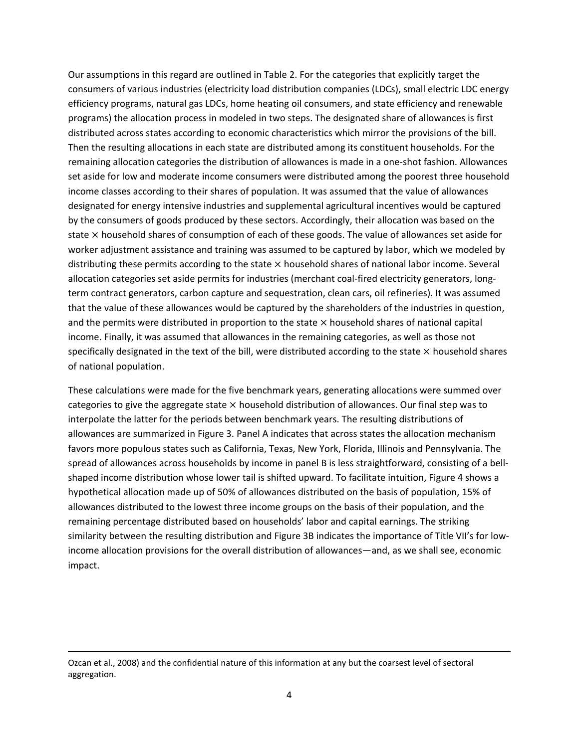Our assumptions in this regard are outlined in Table 2. For the categories that explicitly target the consumers of various industries (electricity load distribution companies (LDCs), small electric LDC energy efficiency programs, natural gas LDCs, home heating oil consumers, and state efficiency and renewable programs) the allocation process in modeled in two steps. The designated share of allowances is first distributed across states according to economic characteristics which mirror the provisions of the bill. Then the resulting allocations in each state are distributed among its constituent households. For the remaining allocation categories the distribution of allowances is made in a one-shot fashion. Allowances set aside for low and moderate income consumers were distributed among the poorest three household income classes according to their shares of population. It was assumed that the value of allowances designated for energy intensive industries and supplemental agricultural incentives would be captured by the consumers of goods produced by these sectors. Accordingly, their allocation was based on the state × household shares of consumption of each of these goods. The value of allowances set aside for worker adjustment assistance and training was assumed to be captured by labor, which we modeled by distributing these permits according to the state × household shares of national labor income. Several allocation categories set aside permits for industries (merchant coal-fired electricity generators, long-term contract generators, carbon capture and sequestration, clean cars, oil refineries). It was assumed that the value of these allowances would be captured by the shareholders of the industries in question, and the permits were distributed in proportion to the state × household shares of national capital income. Finally, it was assumed that allowances in the remaining categories, as well as those not specifically designated in the text of the bill, were distributed according to the state × household shares of national population.

These calculations were made for the five benchmark years, generating allocations were summed over categories to give the aggregate state × household distribution of allowances. Our final step was to interpolate the latter for the periods between benchmark years. The resulting distributions of allowances are summarized in Figure 3. Panel A indicates that across states the allocation mechanism favors more populous states such as California, Texas, New York, Florida, Illinois and Pennsylvania. The spread of allowances across households by income in panel B is less straightforward, consisting of a bell-shaped income distribution whose lower tail is shifted upward. To facilitate intuition, Figure 4 shows a hypothetical allocation made up of 50% of allowances distributed on the basis of population, 15% of allowances distributed to the lowest three income groups on the basis of their population, and the remaining percentage distributed based on households' labor and capital earnings. The striking similarity between the resulting distribution and Figure 3B indicates the importance of Title VII's for low-income allocation provisions for the overall distribution of allowances—and, as we shall see, economic impact.

---

Ozcan et al., 2008) and the confidential nature of this information at any but the coarsest level of sectoral aggregation.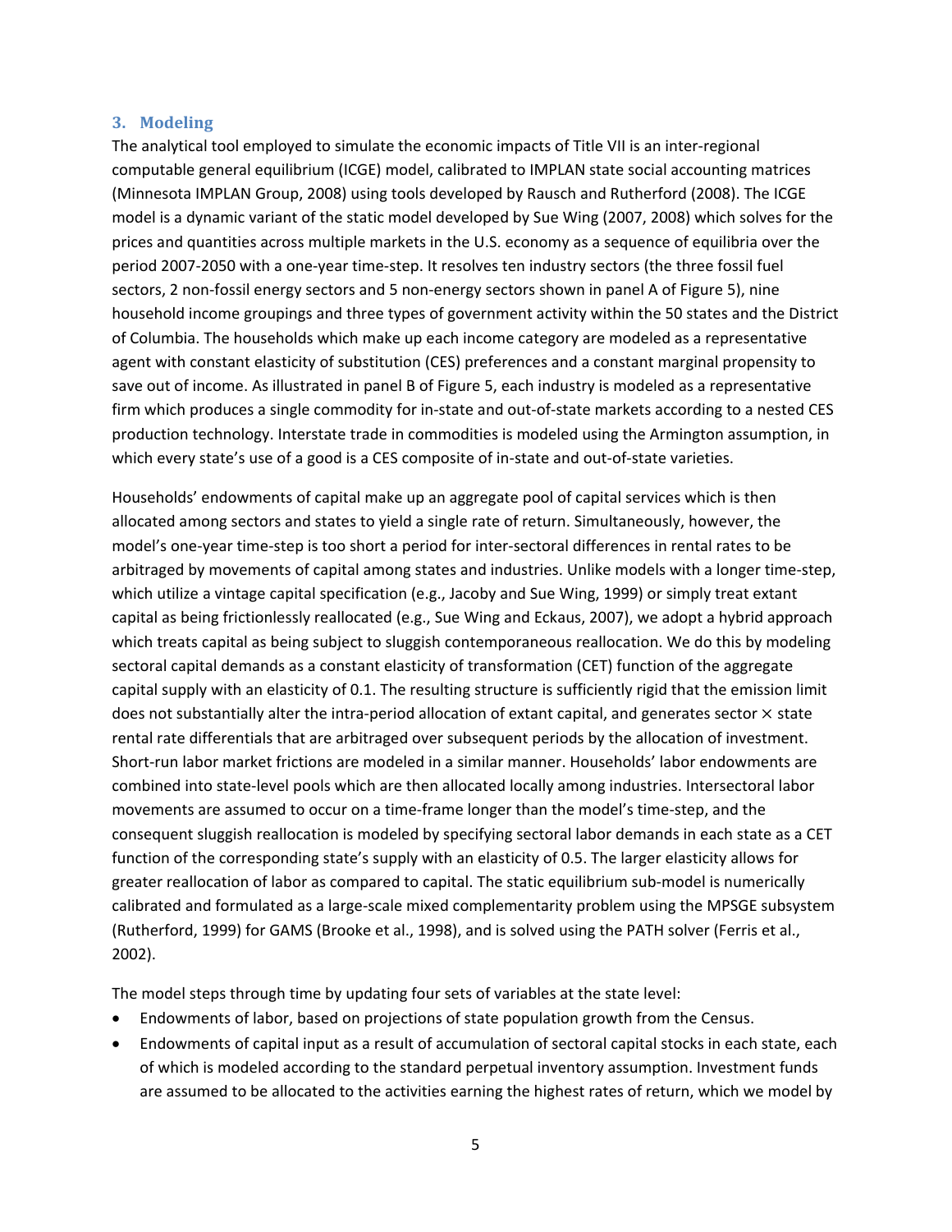## 3. Modeling

The analytical tool employed to simulate the economic impacts of Title VII is an inter-regional computable general equilibrium (ICGE) model, calibrated to IMPLAN state social accounting matrices (Minnesota IMPLAN Group, 2008) using tools developed by Rausch and Rutherford (2008). The ICGE model is a dynamic variant of the static model developed by Sue Wing (2007, 2008) which solves for the prices and quantities across multiple markets in the U.S. economy as a sequence of equilibria over the period 2007-2050 with a one-year time-step. It resolves ten industry sectors (the three fossil fuel sectors, 2 non-fossil energy sectors and 5 non-energy sectors shown in panel A of Figure 5), nine household income groupings and three types of government activity within the 50 states and the District of Columbia. The households which make up each income category are modeled as a representative agent with constant elasticity of substitution (CES) preferences and a constant marginal propensity to save out of income. As illustrated in panel B of Figure 5, each industry is modeled as a representative firm which produces a single commodity for in-state and out-of-state markets according to a nested CES production technology. Interstate trade in commodities is modeled using the Armington assumption, in which every state's use of a good is a CES composite of in-state and out-of-state varieties.

Households' endowments of capital make up an aggregate pool of capital services which is then allocated among sectors and states to yield a single rate of return. Simultaneously, however, the model's one-year time-step is too short a period for inter-sectoral differences in rental rates to be arbitraged by movements of capital among states and industries. Unlike models with a longer time-step, which utilize a vintage capital specification (e.g., Jacoby and Sue Wing, 1999) or simply treat extant capital as being frictionlessly reallocated (e.g., Sue Wing and Eckaus, 2007), we adopt a hybrid approach which treats capital as being subject to sluggish contemporaneous reallocation. We do this by modeling sectoral capital demands as a constant elasticity of transformation (CET) function of the aggregate capital supply with an elasticity of 0.1. The resulting structure is sufficiently rigid that the emission limit does not substantially alter the intra-period allocation of extant capital, and generates sector $\times$ state rental rate differentials that are arbitraged over subsequent periods by the allocation of investment. Short-run labor market frictions are modeled in a similar manner. Households' labor endowments are combined into state-level pools which are then allocated locally among industries. Intersectoral labor movements are assumed to occur on a time-frame longer than the model's time-step, and the consequent sluggish reallocation is modeled by specifying sectoral labor demands in each state as a CET function of the corresponding state's supply with an elasticity of 0.5. The larger elasticity allows for greater reallocation of labor as compared to capital. The static equilibrium sub-model is numerically calibrated and formulated as a large-scale mixed complementarity problem using the MPSGE subsystem (Rutherford, 1999) for GAMS (Brooke et al., 1998), and is solved using the PATH solver (Ferris et al., 2002).

The model steps through time by updating four sets of variables at the state level:

- Endowments of labor, based on projections of state population growth from the Census.
- Endowments of capital input as a result of accumulation of sectoral capital stocks in each state, each of which is modeled according to the standard perpetual inventory assumption. Investment funds are assumed to be allocated to the activities earning the highest rates of return, which we model by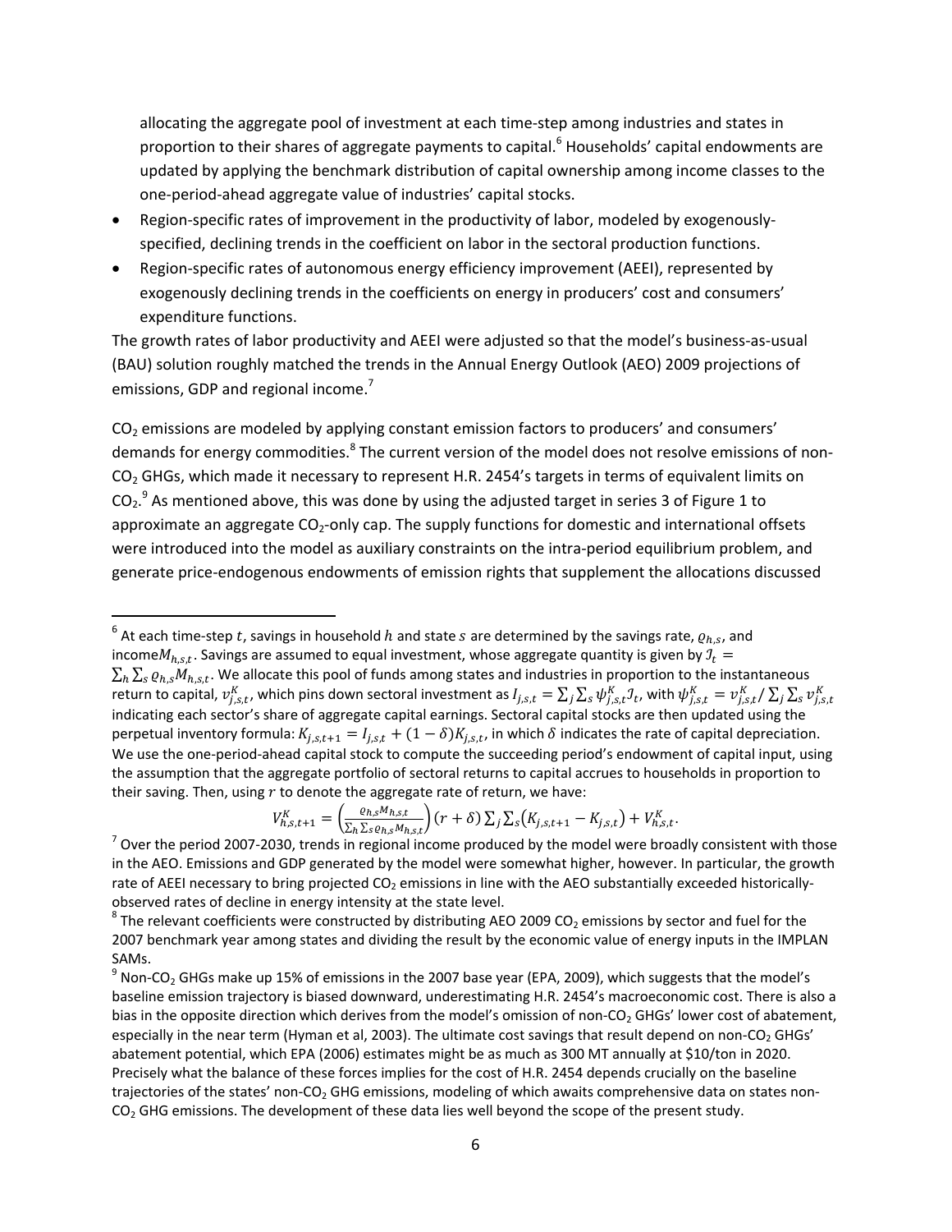allocating the aggregate pool of investment at each time-step among industries and states in proportion to their shares of aggregate payments to capital.[6] Households' capital endowments are updated by applying the benchmark distribution of capital ownership among income classes to the one-period-ahead aggregate value of industries' capital stocks.

- Region-specific rates of improvement in the productivity of labor, modeled by exogenously-specified, declining trends in the coefficient on labor in the sectoral production functions.
- Region-specific rates of autonomous energy efficiency improvement (AEEI), represented by exogenously declining trends in the coefficients on energy in producers' cost and consumers' expenditure functions.

The growth rates of labor productivity and AEEI were adjusted so that the model's business-as-usual (BAU) solution roughly matched the trends in the Annual Energy Outlook (AEO) 2009 projections of emissions, GDP and regional income.[7]

$CO_2$ emissions are modeled by applying constant emission factors to producers' and consumers' demands for energy commodities.[8] The current version of the model does not resolve emissions of non-$CO_2$ GHGs, which made it necessary to represent H.R. 2454's targets in terms of equivalent limits on $CO_2$.[9] As mentioned above, this was done by using the adjusted target in series 3 of Figure 1 to approximate an aggregate $CO_2$-only cap. The supply functions for domestic and international offsets were introduced into the model as auxiliary constraints on the intra-period equilibrium problem, and generate price-endogenous endowments of emission rights that supplement the allocations discussed

---

[6] At each time-step $t$, savings in household $h$ and state $s$ are determined by the savings rate, $\varrho_{h,s}$, and income $M_{h,s,t}$. Savings are assumed to equal investment, whose aggregate quantity is given by $\mathcal{I}_t = \sum_h \sum_s \varrho_{h,s} M_{h,s,t}$. We allocate this pool of funds among states and industries in proportion to the instantaneous return to capital, $v^K_{j,s,t}$, which pins down sectoral investment as $I_{j,s,t} = \sum_j \sum_s \psi^K_{j,s,t} \mathcal{I}_t$, with $\psi^K_{j,s,t} = v^K_{j,s,t} / \sum_j \sum_s v^K_{j,s,t}$ indicating each sector's share of aggregate capital earnings. Sectoral capital stocks are then updated using the perpetual inventory formula: $K_{j,s,t+1} = I_{j,s,t} + (1-\delta) K_{j,s,t}$, in which $\delta$ indicates the rate of capital depreciation. We use the one-period-ahead capital stock to compute the succeeding period's endowment of capital input, using the assumption that the aggregate portfolio of sectoral returns to capital accrues to households in proportion to their saving. Then, using $r$ to denote the aggregate rate of return, we have:

$$V^K_{h,s,t+1} = \left( \frac{\varrho_{h,s} M_{h,s,t}}{\sum_h \sum_s \varrho_{h,s} M_{h,s,t}} \right) (r + \delta) \sum_j \sum_s \left( K_{j,s,t+1} - K_{j,s,t} \right) + V^K_{h,s,t}.$$

[7] Over the period 2007-2030, trends in regional income produced by the model were broadly consistent with those in the AEO. Emissions and GDP generated by the model were somewhat higher, however. In particular, the growth rate of AEEI necessary to bring projected $CO_2$ emissions in line with the AEO substantially exceeded historically-observed rates of decline in energy intensity at the state level.

[8] The relevant coefficients were constructed by distributing AEO 2009 $CO_2$ emissions by sector and fuel for the 2007 benchmark year among states and dividing the result by the economic value of energy inputs in the IMPLAN SAMs.

[9] Non-$CO_2$ GHGs make up 15% of emissions in the 2007 base year (EPA, 2009), which suggests that the model's baseline emission trajectory is biased downward, underestimating H.R. 2454's macroeconomic cost. There is also a bias in the opposite direction which derives from the model's omission of non-$CO_2$ GHGs' lower cost of abatement, especially in the near term (Hyman et al, 2003). The ultimate cost savings that result depend on non-$CO_2$ GHGs' abatement potential, which EPA (2006) estimates might be as much as 300 MT annually at \$10/ton in 2020. Precisely what the balance of these forces implies for the cost of H.R. 2454 depends crucially on the baseline trajectories of the states' non-$CO_2$ GHG emissions, modeling of which awaits comprehensive data on states non-$CO_2$ GHG emissions. The development of these data lies well beyond the scope of the present study.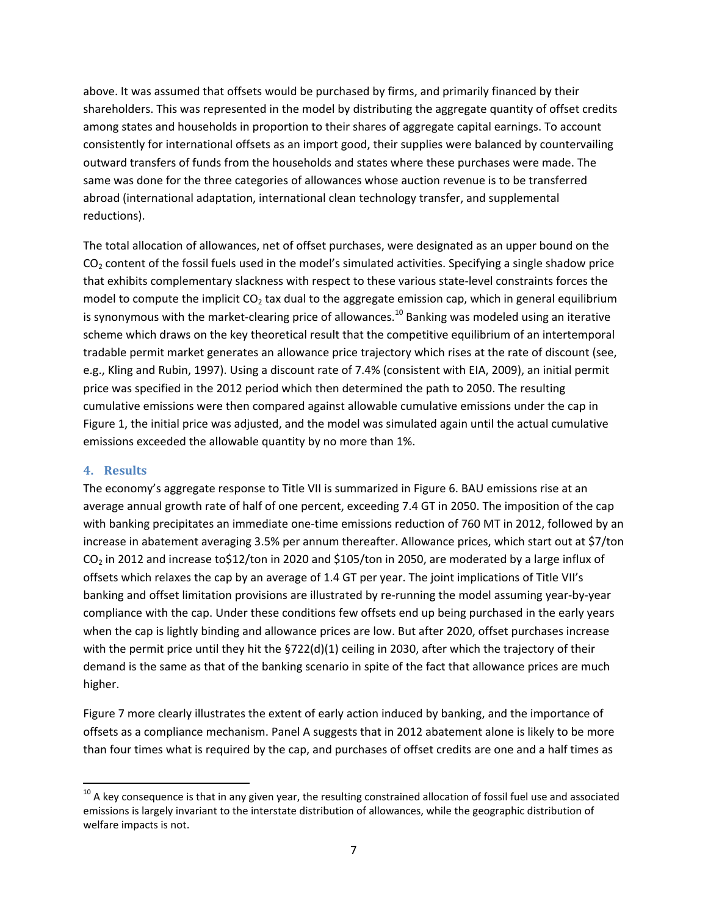above. It was assumed that offsets would be purchased by firms, and primarily financed by their shareholders. This was represented in the model by distributing the aggregate quantity of offset credits among states and households in proportion to their shares of aggregate capital earnings. To account consistently for international offsets as an import good, their supplies were balanced by countervailing outward transfers of funds from the households and states where these purchases were made. The same was done for the three categories of allowances whose auction revenue is to be transferred abroad (international adaptation, international clean technology transfer, and supplemental reductions).

The total allocation of allowances, net of offset purchases, were designated as an upper bound on the $CO_2$ content of the fossil fuels used in the model's simulated activities. Specifying a single shadow price that exhibits complementary slackness with respect to these various state-level constraints forces the model to compute the implicit $CO_2$ tax dual to the aggregate emission cap, which in general equilibrium is synonymous with the market-clearing price of allowances.[10] Banking was modeled using an iterative scheme which draws on the key theoretical result that the competitive equilibrium of an intertemporal tradable permit market generates an allowance price trajectory which rises at the rate of discount (see, e.g., Kling and Rubin, 1997). Using a discount rate of 7.4% (consistent with EIA, 2009), an initial permit price was specified in the 2012 period which then determined the path to 2050. The resulting cumulative emissions were then compared against allowable cumulative emissions under the cap in Figure 1, the initial price was adjusted, and the model was simulated again until the actual cumulative emissions exceeded the allowable quantity by no more than 1%.

## 4. Results

The economy's aggregate response to Title VII is summarized in Figure 6. BAU emissions rise at an average annual growth rate of half of one percent, exceeding 7.4 GT in 2050. The imposition of the cap with banking precipitates an immediate one-time emissions reduction of 760 MT in 2012, followed by an increase in abatement averaging 3.5% per annum thereafter. Allowance prices, which start out at \$7/ton $CO_2$ in 2012 and increase to\$12/ton in 2020 and \$105/ton in 2050, are moderated by a large influx of offsets which relaxes the cap by an average of 1.4 GT per year. The joint implications of Title VII's banking and offset limitation provisions are illustrated by re-running the model assuming year-by-year compliance with the cap. Under these conditions few offsets end up being purchased in the early years when the cap is lightly binding and allowance prices are low. But after 2020, offset purchases increase with the permit price until they hit the §722(d)(1) ceiling in 2030, after which the trajectory of their demand is the same as that of the banking scenario in spite of the fact that allowance prices are much higher.

Figure 7 more clearly illustrates the extent of early action induced by banking, and the importance of offsets as a compliance mechanism. Panel A suggests that in 2012 abatement alone is likely to be more than four times what is required by the cap, and purchases of offset credits are one and a half times as

[10] A key consequence is that in any given year, the resulting constrained allocation of fossil fuel use and associated emissions is largely invariant to the interstate distribution of allowances, while the geographic distribution of welfare impacts is not.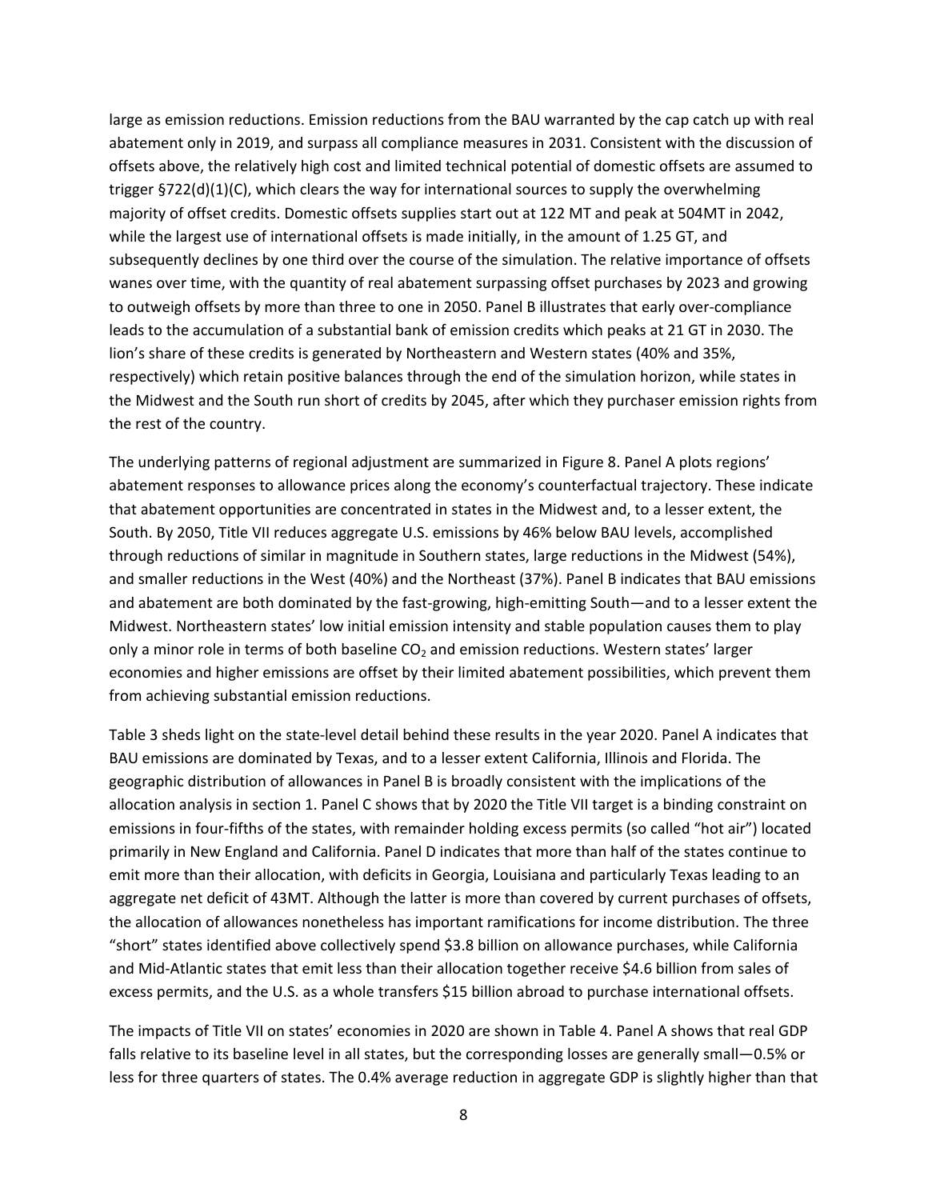large as emission reductions. Emission reductions from the BAU warranted by the cap catch up with real abatement only in 2019, and surpass all compliance measures in 2031. Consistent with the discussion of offsets above, the relatively high cost and limited technical potential of domestic offsets are assumed to trigger §722(d)(1)(C), which clears the way for international sources to supply the overwhelming majority of offset credits. Domestic offsets supplies start out at 122 MT and peak at 504MT in 2042, while the largest use of international offsets is made initially, in the amount of 1.25 GT, and subsequently declines by one third over the course of the simulation. The relative importance of offsets wanes over time, with the quantity of real abatement surpassing offset purchases by 2023 and growing to outweigh offsets by more than three to one in 2050. Panel B illustrates that early over-compliance leads to the accumulation of a substantial bank of emission credits which peaks at 21 GT in 2030. The lion's share of these credits is generated by Northeastern and Western states (40% and 35%, respectively) which retain positive balances through the end of the simulation horizon, while states in the Midwest and the South run short of credits by 2045, after which they purchaser emission rights from the rest of the country.

The underlying patterns of regional adjustment are summarized in Figure 8. Panel A plots regions' abatement responses to allowance prices along the economy's counterfactual trajectory. These indicate that abatement opportunities are concentrated in states in the Midwest and, to a lesser extent, the South. By 2050, Title VII reduces aggregate U.S. emissions by 46% below BAU levels, accomplished through reductions of similar in magnitude in Southern states, large reductions in the Midwest (54%), and smaller reductions in the West (40%) and the Northeast (37%). Panel B indicates that BAU emissions and abatement are both dominated by the fast-growing, high-emitting South—and to a lesser extent the Midwest. Northeastern states' low initial emission intensity and stable population causes them to play only a minor role in terms of both baseline $CO_2$ and emission reductions. Western states' larger economies and higher emissions are offset by their limited abatement possibilities, which prevent them from achieving substantial emission reductions.

Table 3 sheds light on the state-level detail behind these results in the year 2020. Panel A indicates that BAU emissions are dominated by Texas, and to a lesser extent California, Illinois and Florida. The geographic distribution of allowances in Panel B is broadly consistent with the implications of the allocation analysis in section 1. Panel C shows that by 2020 the Title VII target is a binding constraint on emissions in four-fifths of the states, with remainder holding excess permits (so called "hot air") located primarily in New England and California. Panel D indicates that more than half of the states continue to emit more than their allocation, with deficits in Georgia, Louisiana and particularly Texas leading to an aggregate net deficit of 43MT. Although the latter is more than covered by current purchases of offsets, the allocation of allowances nonetheless has important ramifications for income distribution. The three "short" states identified above collectively spend \$3.8 billion on allowance purchases, while California and Mid-Atlantic states that emit less than their allocation together receive \$4.6 billion from sales of excess permits, and the U.S. as a whole transfers \$15 billion abroad to purchase international offsets.

The impacts of Title VII on states' economies in 2020 are shown in Table 4. Panel A shows that real GDP falls relative to its baseline level in all states, but the corresponding losses are generally small—0.5% or less for three quarters of states. The 0.4% average reduction in aggregate GDP is slightly higher than that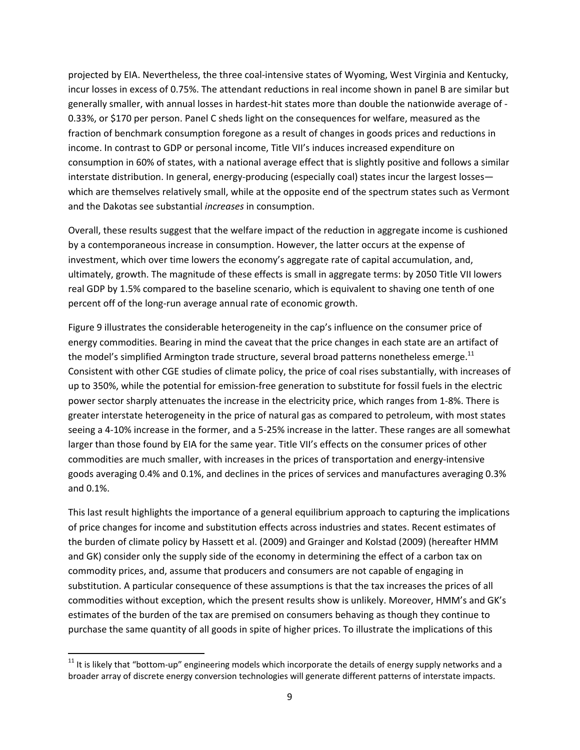projected by EIA. Nevertheless, the three coal-intensive states of Wyoming, West Virginia and Kentucky, incur losses in excess of 0.75%. The attendant reductions in real income shown in panel B are similar but generally smaller, with annual losses in hardest-hit states more than double the nationwide average of -0.33%, or $170 per person. Panel C sheds light on the consequences for welfare, measured as the fraction of benchmark consumption foregone as a result of changes in goods prices and reductions in income. In contrast to GDP or personal income, Title VII's induces increased expenditure on consumption in 60% of states, with a national average effect that is slightly positive and follows a similar interstate distribution. In general, energy-producing (especially coal) states incur the largest losses—which are themselves relatively small, while at the opposite end of the spectrum states such as Vermont and the Dakotas see substantial *increases* in consumption.

Overall, these results suggest that the welfare impact of the reduction in aggregate income is cushioned by a contemporaneous increase in consumption. However, the latter occurs at the expense of investment, which over time lowers the economy's aggregate rate of capital accumulation, and, ultimately, growth. The magnitude of these effects is small in aggregate terms: by 2050 Title VII lowers real GDP by 1.5% compared to the baseline scenario, which is equivalent to shaving one tenth of one percent off of the long-run average annual rate of economic growth.

Figure 9 illustrates the considerable heterogeneity in the cap's influence on the consumer price of energy commodities. Bearing in mind the caveat that the price changes in each state are an artifact of the model's simplified Armington trade structure, several broad patterns nonetheless emerge.[11] Consistent with other CGE studies of climate policy, the price of coal rises substantially, with increases of up to 350%, while the potential for emission-free generation to substitute for fossil fuels in the electric power sector sharply attenuates the increase in the electricity price, which ranges from 1-8%. There is greater interstate heterogeneity in the price of natural gas as compared to petroleum, with most states seeing a 4-10% increase in the former, and a 5-25% increase in the latter. These ranges are all somewhat larger than those found by EIA for the same year. Title VII's effects on the consumer prices of other commodities are much smaller, with increases in the prices of transportation and energy-intensive goods averaging 0.4% and 0.1%, and declines in the prices of services and manufactures averaging 0.3% and 0.1%.

This last result highlights the importance of a general equilibrium approach to capturing the implications of price changes for income and substitution effects across industries and states. Recent estimates of the burden of climate policy by Hassett et al. (2009) and Grainger and Kolstad (2009) (hereafter HMM and GK) consider only the supply side of the economy in determining the effect of a carbon tax on commodity prices, and, assume that producers and consumers are not capable of engaging in substitution. A particular consequence of these assumptions is that the tax increases the prices of all commodities without exception, which the present results show is unlikely. Moreover, HMM's and GK's estimates of the burden of the tax are premised on consumers behaving as though they continue to purchase the same quantity of all goods in spite of higher prices. To illustrate the implications of this

[11] It is likely that "bottom-up" engineering models which incorporate the details of energy supply networks and a broader array of discrete energy conversion technologies will generate different patterns of interstate impacts.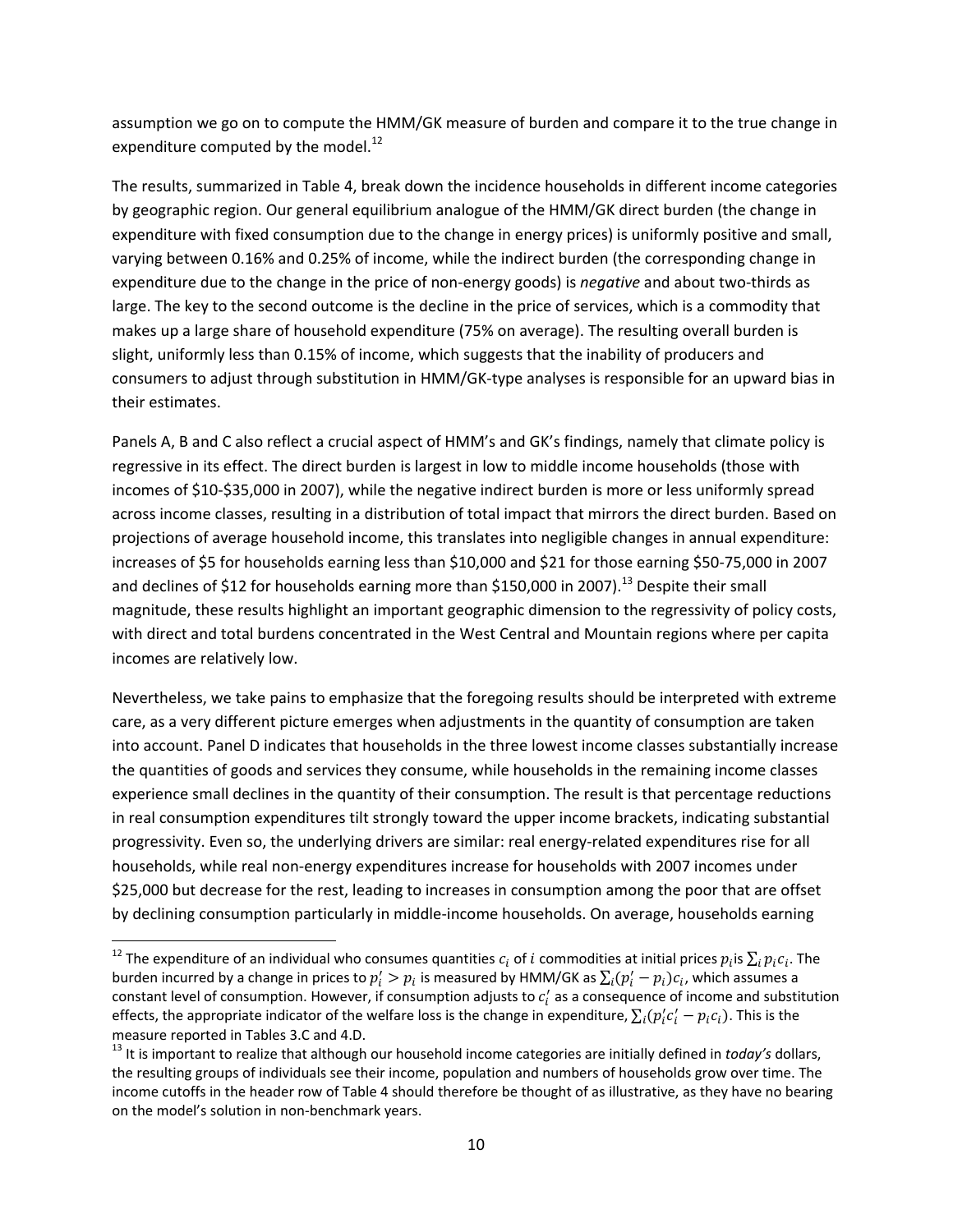assumption we go on to compute the HMM/GK measure of burden and compare it to the true change in expenditure computed by the model.[12]

The results, summarized in Table 4, break down the incidence households in different income categories by geographic region. Our general equilibrium analogue of the HMM/GK direct burden (the change in expenditure with fixed consumption due to the change in energy prices) is uniformly positive and small, varying between 0.16% and 0.25% of income, while the indirect burden (the corresponding change in expenditure due to the change in the price of non-energy goods) is *negative* and about two-thirds as large. The key to the second outcome is the decline in the price of services, which is a commodity that makes up a large share of household expenditure (75% on average). The resulting overall burden is slight, uniformly less than 0.15% of income, which suggests that the inability of producers and consumers to adjust through substitution in HMM/GK-type analyses is responsible for an upward bias in their estimates.

Panels A, B and C also reflect a crucial aspect of HMM's and GK's findings, namely that climate policy is regressive in its effect. The direct burden is largest in low to middle income households (those with incomes of $10-$35,000 in 2007), while the negative indirect burden is more or less uniformly spread across income classes, resulting in a distribution of total impact that mirrors the direct burden. Based on projections of average household income, this translates into negligible changes in annual expenditure: increases of $5 for households earning less than $10,000 and $21 for those earning $50-75,000 in 2007 and declines of $12 for households earning more than $150,000 in 2007).[13] Despite their small magnitude, these results highlight an important geographic dimension to the regressivity of policy costs, with direct and total burdens concentrated in the West Central and Mountain regions where per capita incomes are relatively low.

Nevertheless, we take pains to emphasize that the foregoing results should be interpreted with extreme care, as a very different picture emerges when adjustments in the quantity of consumption are taken into account. Panel D indicates that households in the three lowest income classes substantially increase the quantities of goods and services they consume, while households in the remaining income classes experience small declines in the quantity of their consumption. The result is that percentage reductions in real consumption expenditures tilt strongly toward the upper income brackets, indicating substantial progressivity. Even so, the underlying drivers are similar: real energy-related expenditures rise for all households, while real non-energy expenditures increase for households with 2007 incomes under $25,000 but decrease for the rest, leading to increases in consumption among the poor that are offset by declining consumption particularly in middle-income households. On average, households earning

---

[12] The expenditure of an individual who consumes quantities $c_i$ of $i$ commodities at initial prices $p_i$ is $\sum_i p_i c_i$. The burden incurred by a change in prices to $p_i' > p_i$ is measured by HMM/GK as $\sum_i (p_i' - p_i) c_i$, which assumes a constant level of consumption. However, if consumption adjusts to $c_i'$ as a consequence of income and substitution effects, the appropriate indicator of the welfare loss is the change in expenditure, $\sum_i (p_i' c_i' - p_i c_i)$. This is the measure reported in Tables 3.C and 4.D.

[13] It is important to realize that although our household income categories are initially defined in *today's* dollars, the resulting groups of individuals see their income, population and numbers of households grow over time. The income cutoffs in the header row of Table 4 should therefore be thought of as illustrative, as they have no bearing on the model's solution in non-benchmark years.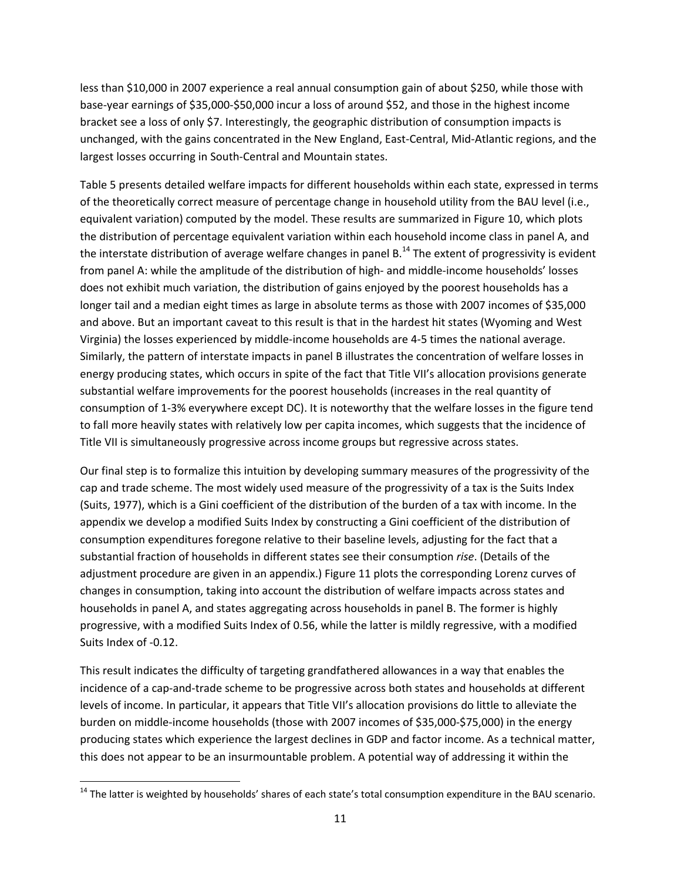less than $10,000 in 2007 experience a real annual consumption gain of about $250, while those with base-year earnings of $35,000-$50,000 incur a loss of around $52, and those in the highest income bracket see a loss of only $7. Interestingly, the geographic distribution of consumption impacts is unchanged, with the gains concentrated in the New England, East-Central, Mid-Atlantic regions, and the largest losses occurring in South-Central and Mountain states.

Table 5 presents detailed welfare impacts for different households within each state, expressed in terms of the theoretically correct measure of percentage change in household utility from the BAU level (i.e., equivalent variation) computed by the model. These results are summarized in Figure 10, which plots the distribution of percentage equivalent variation within each household income class in panel A, and the interstate distribution of average welfare changes in panel B.[14] The extent of progressivity is evident from panel A: while the amplitude of the distribution of high- and middle-income households' losses does not exhibit much variation, the distribution of gains enjoyed by the poorest households has a longer tail and a median eight times as large in absolute terms as those with 2007 incomes of $35,000 and above. But an important caveat to this result is that in the hardest hit states (Wyoming and West Virginia) the losses experienced by middle-income households are 4-5 times the national average. Similarly, the pattern of interstate impacts in panel B illustrates the concentration of welfare losses in energy producing states, which occurs in spite of the fact that Title VII's allocation provisions generate substantial welfare improvements for the poorest households (increases in the real quantity of consumption of 1-3% everywhere except DC). It is noteworthy that the welfare losses in the figure tend to fall more heavily states with relatively low per capita incomes, which suggests that the incidence of Title VII is simultaneously progressive across income groups but regressive across states.

Our final step is to formalize this intuition by developing summary measures of the progressivity of the cap and trade scheme. The most widely used measure of the progressivity of a tax is the Suits Index (Suits, 1977), which is a Gini coefficient of the distribution of the burden of a tax with income. In the appendix we develop a modified Suits Index by constructing a Gini coefficient of the distribution of consumption expenditures foregone relative to their baseline levels, adjusting for the fact that a substantial fraction of households in different states see their consumption *rise*. (Details of the adjustment procedure are given in an appendix.) Figure 11 plots the corresponding Lorenz curves of changes in consumption, taking into account the distribution of welfare impacts across states and households in panel A, and states aggregating across households in panel B. The former is highly progressive, with a modified Suits Index of 0.56, while the latter is mildly regressive, with a modified Suits Index of -0.12.

This result indicates the difficulty of targeting grandfathered allowances in a way that enables the incidence of a cap-and-trade scheme to be progressive across both states and households at different levels of income. In particular, it appears that Title VII's allocation provisions do little to alleviate the burden on middle-income households (those with 2007 incomes of $35,000-$75,000) in the energy producing states which experience the largest declines in GDP and factor income. As a technical matter, this does not appear to be an insurmountable problem. A potential way of addressing it within the

[14] The latter is weighted by households' shares of each state's total consumption expenditure in the BAU scenario.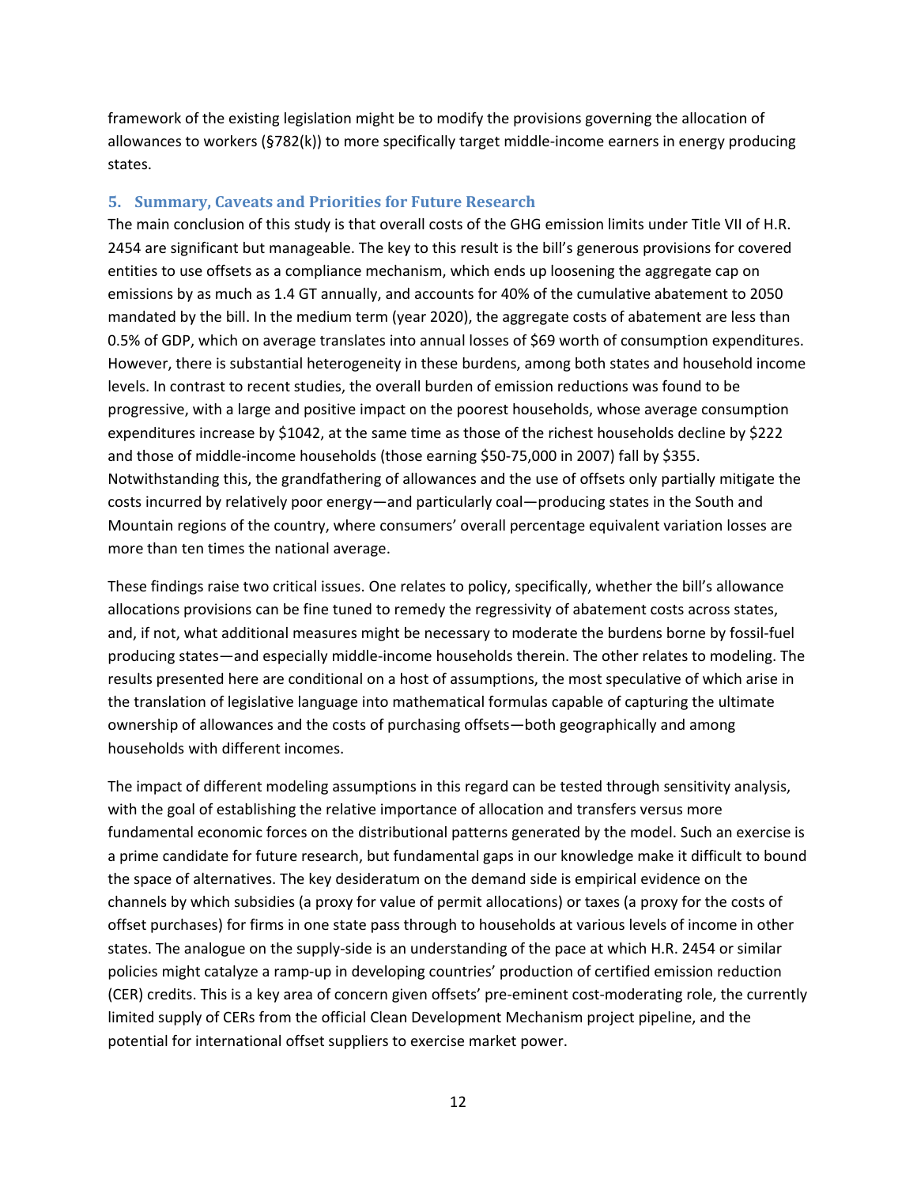framework of the existing legislation might be to modify the provisions governing the allocation of allowances to workers (§782(k)) to more specifically target middle-income earners in energy producing states.

## 5. Summary, Caveats and Priorities for Future Research

The main conclusion of this study is that overall costs of the GHG emission limits under Title VII of H.R. 2454 are significant but manageable. The key to this result is the bill's generous provisions for covered entities to use offsets as a compliance mechanism, which ends up loosening the aggregate cap on emissions by as much as 1.4 GT annually, and accounts for 40% of the cumulative abatement to 2050 mandated by the bill. In the medium term (year 2020), the aggregate costs of abatement are less than 0.5% of GDP, which on average translates into annual losses of $69 worth of consumption expenditures. However, there is substantial heterogeneity in these burdens, among both states and household income levels. In contrast to recent studies, the overall burden of emission reductions was found to be progressive, with a large and positive impact on the poorest households, whose average consumption expenditures increase by $1042, at the same time as those of the richest households decline by $222 and those of middle-income households (those earning $50-75,000 in 2007) fall by $355. Notwithstanding this, the grandfathering of allowances and the use of offsets only partially mitigate the costs incurred by relatively poor energy—and particularly coal—producing states in the South and Mountain regions of the country, where consumers' overall percentage equivalent variation losses are more than ten times the national average.

These findings raise two critical issues. One relates to policy, specifically, whether the bill's allowance allocations provisions can be fine tuned to remedy the regressivity of abatement costs across states, and, if not, what additional measures might be necessary to moderate the burdens borne by fossil-fuel producing states—and especially middle-income households therein. The other relates to modeling. The results presented here are conditional on a host of assumptions, the most speculative of which arise in the translation of legislative language into mathematical formulas capable of capturing the ultimate ownership of allowances and the costs of purchasing offsets—both geographically and among households with different incomes.

The impact of different modeling assumptions in this regard can be tested through sensitivity analysis, with the goal of establishing the relative importance of allocation and transfers versus more fundamental economic forces on the distributional patterns generated by the model. Such an exercise is a prime candidate for future research, but fundamental gaps in our knowledge make it difficult to bound the space of alternatives. The key desideratum on the demand side is empirical evidence on the channels by which subsidies (a proxy for value of permit allocations) or taxes (a proxy for the costs of offset purchases) for firms in one state pass through to households at various levels of income in other states. The analogue on the supply-side is an understanding of the pace at which H.R. 2454 or similar policies might catalyze a ramp-up in developing countries' production of certified emission reduction (CER) credits. This is a key area of concern given offsets' pre-eminent cost-moderating role, the currently limited supply of CERs from the official Clean Development Mechanism project pipeline, and the potential for international offset suppliers to exercise market power.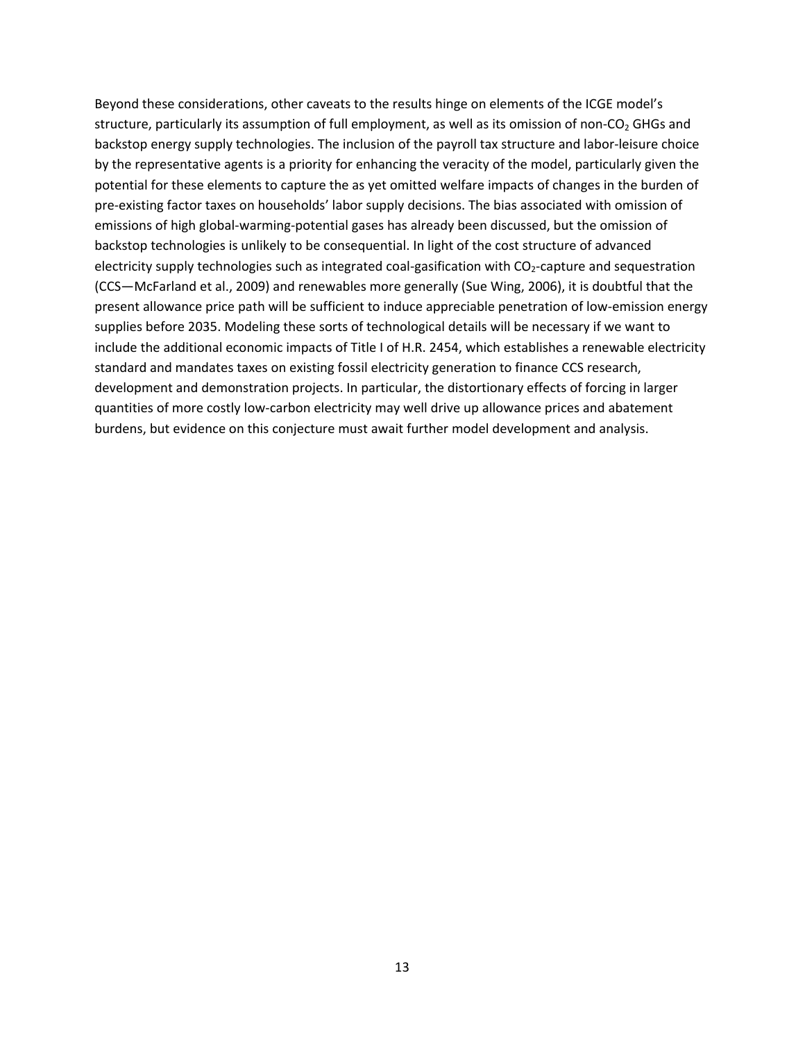Beyond these considerations, other caveats to the results hinge on elements of the ICGE model's structure, particularly its assumption of full employment, as well as its omission of non-$CO_2$ GHGs and backstop energy supply technologies. The inclusion of the payroll tax structure and labor-leisure choice by the representative agents is a priority for enhancing the veracity of the model, particularly given the potential for these elements to capture the as yet omitted welfare impacts of changes in the burden of pre-existing factor taxes on households' labor supply decisions. The bias associated with omission of emissions of high global-warming-potential gases has already been discussed, but the omission of backstop technologies is unlikely to be consequential. In light of the cost structure of advanced electricity supply technologies such as integrated coal-gasification with $CO_2$-capture and sequestration (CCS—McFarland et al., 2009) and renewables more generally (Sue Wing, 2006), it is doubtful that the present allowance price path will be sufficient to induce appreciable penetration of low-emission energy supplies before 2035. Modeling these sorts of technological details will be necessary if we want to include the additional economic impacts of Title I of H.R. 2454, which establishes a renewable electricity standard and mandates taxes on existing fossil electricity generation to finance CCS research, development and demonstration projects. In particular, the distortionary effects of forcing in larger quantities of more costly low-carbon electricity may well drive up allowance prices and abatement burdens, but evidence on this conjecture must await further model development and analysis.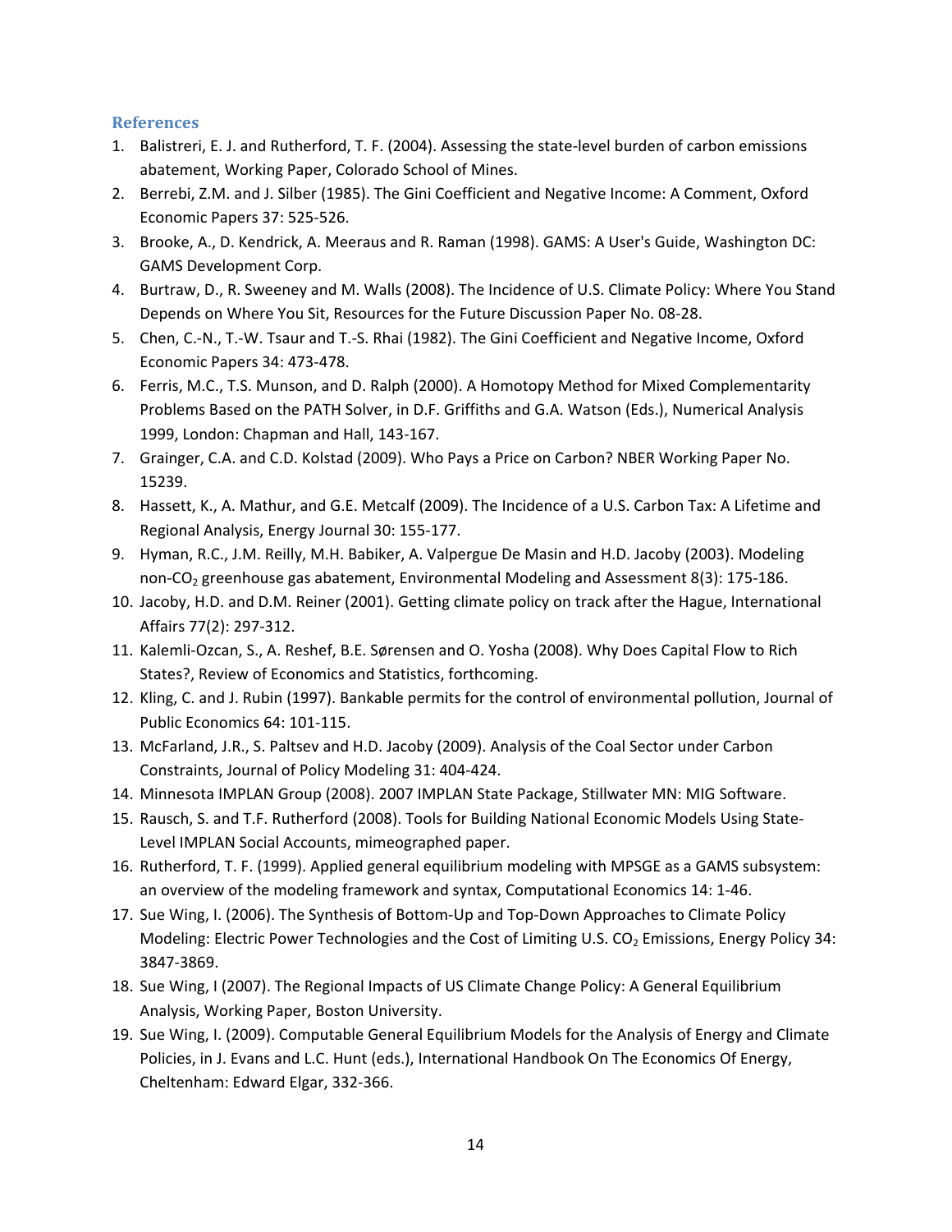## References

1. Balistreri, E. J. and Rutherford, T. F. (2004). Assessing the state-level burden of carbon emissions abatement, Working Paper, Colorado School of Mines.
2. Berrebi, Z.M. and J. Silber (1985). The Gini Coefficient and Negative Income: A Comment, Oxford Economic Papers 37: 525-526.
3. Brooke, A., D. Kendrick, A. Meeraus and R. Raman (1998). GAMS: A User's Guide, Washington DC: GAMS Development Corp.
4. Burtraw, D., R. Sweeney and M. Walls (2008). The Incidence of U.S. Climate Policy: Where You Stand Depends on Where You Sit, Resources for the Future Discussion Paper No. 08-28.
5. Chen, C.-N., T.-W. Tsaur and T.-S. Rhai (1982). The Gini Coefficient and Negative Income, Oxford Economic Papers 34: 473-478.
6. Ferris, M.C., T.S. Munson, and D. Ralph (2000). A Homotopy Method for Mixed Complementarity Problems Based on the PATH Solver, in D.F. Griffiths and G.A. Watson (Eds.), Numerical Analysis 1999, London: Chapman and Hall, 143-167.
7. Grainger, C.A. and C.D. Kolstad (2009). Who Pays a Price on Carbon? NBER Working Paper No. 15239.
8. Hassett, K., A. Mathur, and G.E. Metcalf (2009). The Incidence of a U.S. Carbon Tax: A Lifetime and Regional Analysis, Energy Journal 30: 155-177.
9. Hyman, R.C., J.M. Reilly, M.H. Babiker, A. Valpergue De Masin and H.D. Jacoby (2003). Modeling non-$CO_2$ greenhouse gas abatement, Environmental Modeling and Assessment 8(3): 175-186.
10. Jacoby, H.D. and D.M. Reiner (2001). Getting climate policy on track after the Hague, International Affairs 77(2): 297-312.
11. Kalemli-Ozcan, S., A. Reshef, B.E. Sørensen and O. Yosha (2008). Why Does Capital Flow to Rich States?, Review of Economics and Statistics, forthcoming.
12. Kling, C. and J. Rubin (1997). Bankable permits for the control of environmental pollution, Journal of Public Economics 64: 101-115.
13. McFarland, J.R., S. Paltsev and H.D. Jacoby (2009). Analysis of the Coal Sector under Carbon Constraints, Journal of Policy Modeling 31: 404-424.
14. Minnesota IMPLAN Group (2008). 2007 IMPLAN State Package, Stillwater MN: MIG Software.
15. Rausch, S. and T.F. Rutherford (2008). Tools for Building National Economic Models Using State-Level IMPLAN Social Accounts, mimeographed paper.
16. Rutherford, T. F. (1999). Applied general equilibrium modeling with MPSGE as a GAMS subsystem: an overview of the modeling framework and syntax, Computational Economics 14: 1-46.
17. Sue Wing, I. (2006). The Synthesis of Bottom-Up and Top-Down Approaches to Climate Policy Modeling: Electric Power Technologies and the Cost of Limiting U.S. $CO_2$ Emissions, Energy Policy 34: 3847-3869.
18. Sue Wing, I (2007). The Regional Impacts of US Climate Change Policy: A General Equilibrium Analysis, Working Paper, Boston University.
19. Sue Wing, I. (2009). Computable General Equilibrium Models for the Analysis of Energy and Climate Policies, in J. Evans and L.C. Hunt (eds.), International Handbook On The Economics Of Energy, Cheltenham: Edward Elgar, 332-366.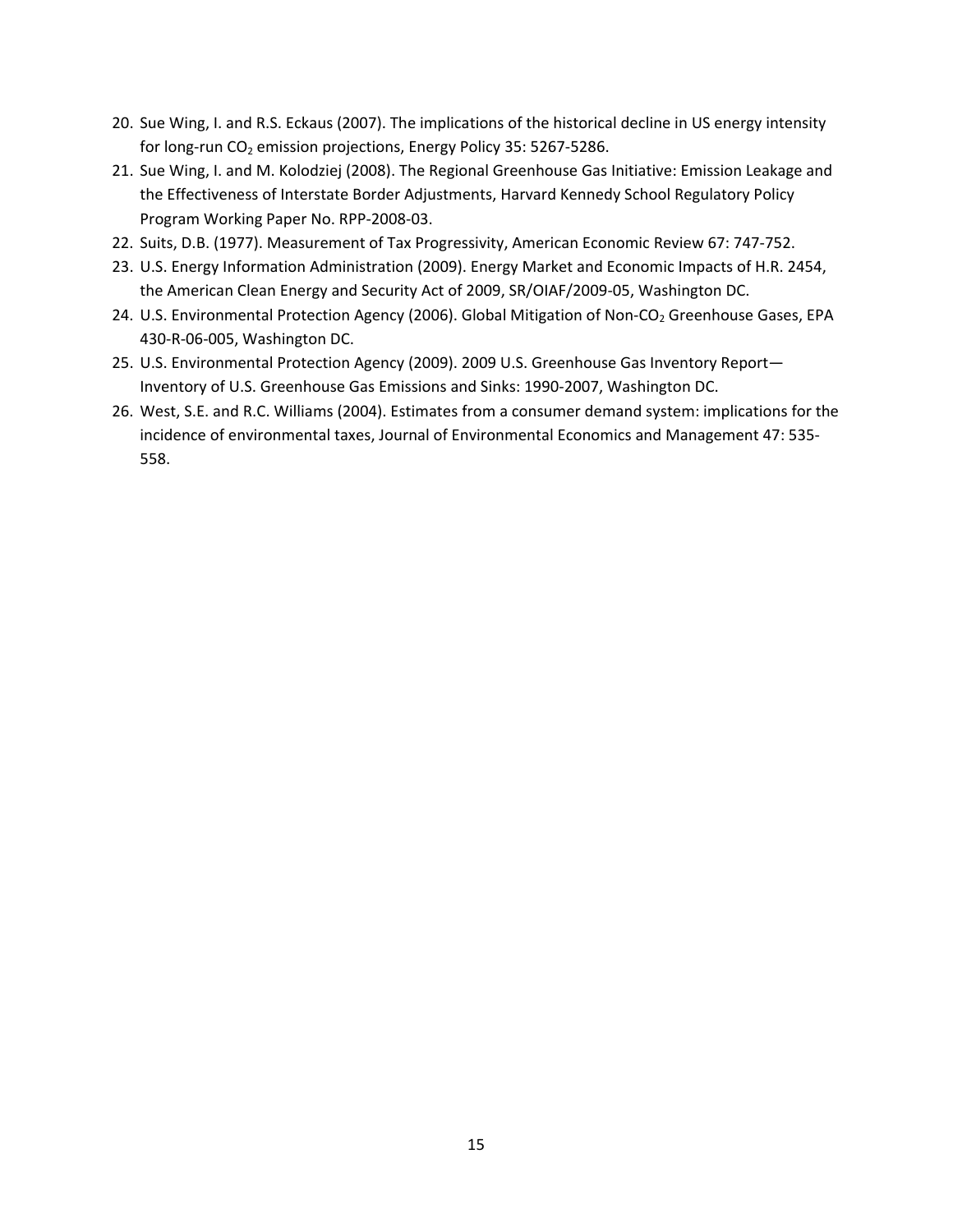20. Sue Wing, I. and R.S. Eckaus (2007). The implications of the historical decline in US energy intensity for long-run $CO_2$ emission projections, Energy Policy 35: 5267-5286.
21. Sue Wing, I. and M. Kolodziej (2008). The Regional Greenhouse Gas Initiative: Emission Leakage and the Effectiveness of Interstate Border Adjustments, Harvard Kennedy School Regulatory Policy Program Working Paper No. RPP-2008-03.
22. Suits, D.B. (1977). Measurement of Tax Progressivity, American Economic Review 67: 747-752.
23. U.S. Energy Information Administration (2009). Energy Market and Economic Impacts of H.R. 2454, the American Clean Energy and Security Act of 2009, SR/OIAF/2009-05, Washington DC.
24. U.S. Environmental Protection Agency (2006). Global Mitigation of Non-$CO_2$ Greenhouse Gases, EPA 430-R-06-005, Washington DC.
25. U.S. Environmental Protection Agency (2009). 2009 U.S. Greenhouse Gas Inventory Report—Inventory of U.S. Greenhouse Gas Emissions and Sinks: 1990-2007, Washington DC.
26. West, S.E. and R.C. Williams (2004). Estimates from a consumer demand system: implications for the incidence of environmental taxes, Journal of Environmental Economics and Management 47: 535-558.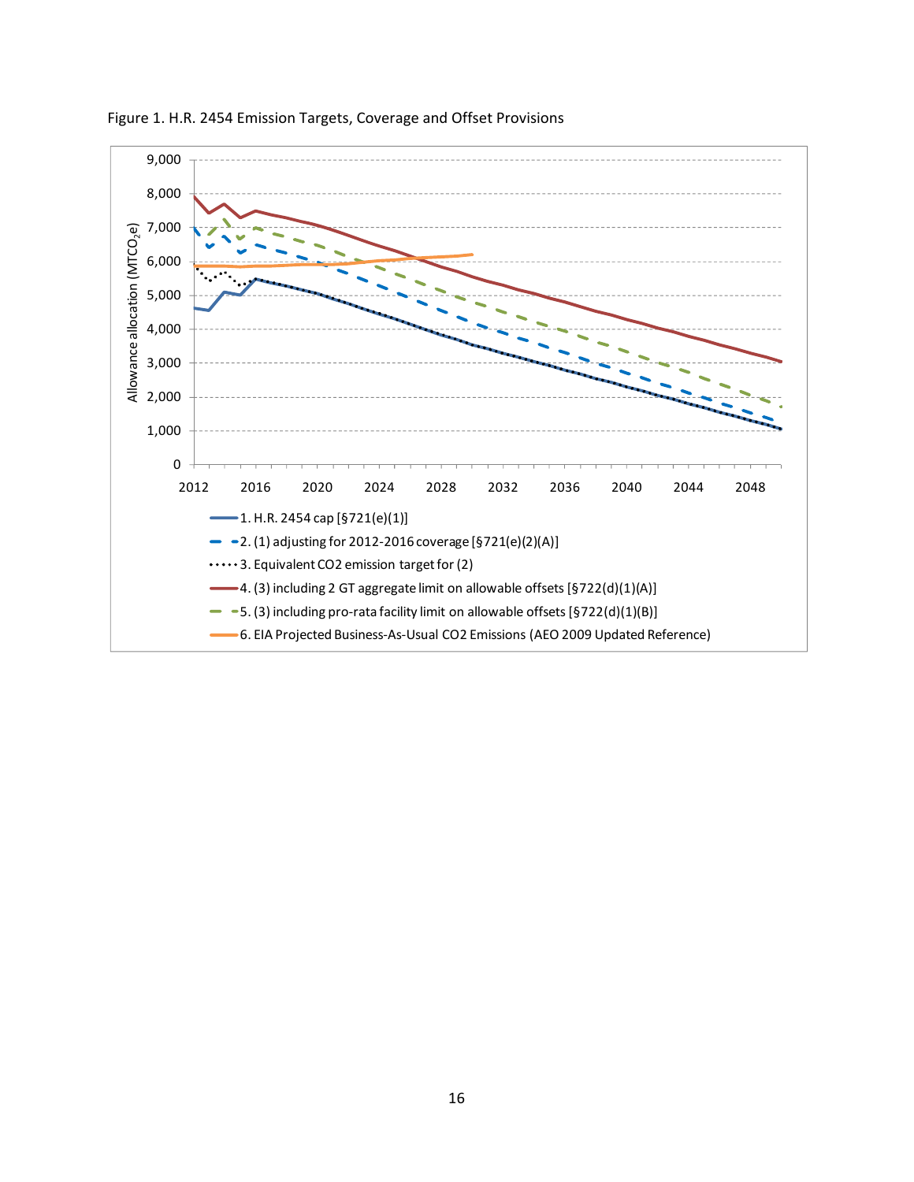Figure 1. H.R. 2454 Emission Targets, Coverage and Offset Provisions

Allowance allocation ($MTCO_2e$)

9,000
8,000
7,000
6,000
5,000
4,000
3,000
2,000
1,000
0

2012 2016 2020 2024 2028 2032 2036 2040 2044 2048

1. H.R. 2454 cap [§721(e)(1)]
2. (1) adjusting for 2012-2016 coverage [§721(e)(2)(A)]
3. Equivalent CO2 emission target for (2)
4. (3) including 2 GT aggregate limit on allowable offsets [§722(d)(1)(A)]
5. (3) including pro-rata facility limit on allowable offsets [§722(d)(1)(B)]
6. EIA Projected Business-As-Usual CO2 Emissions (AEO 2009 Updated Reference)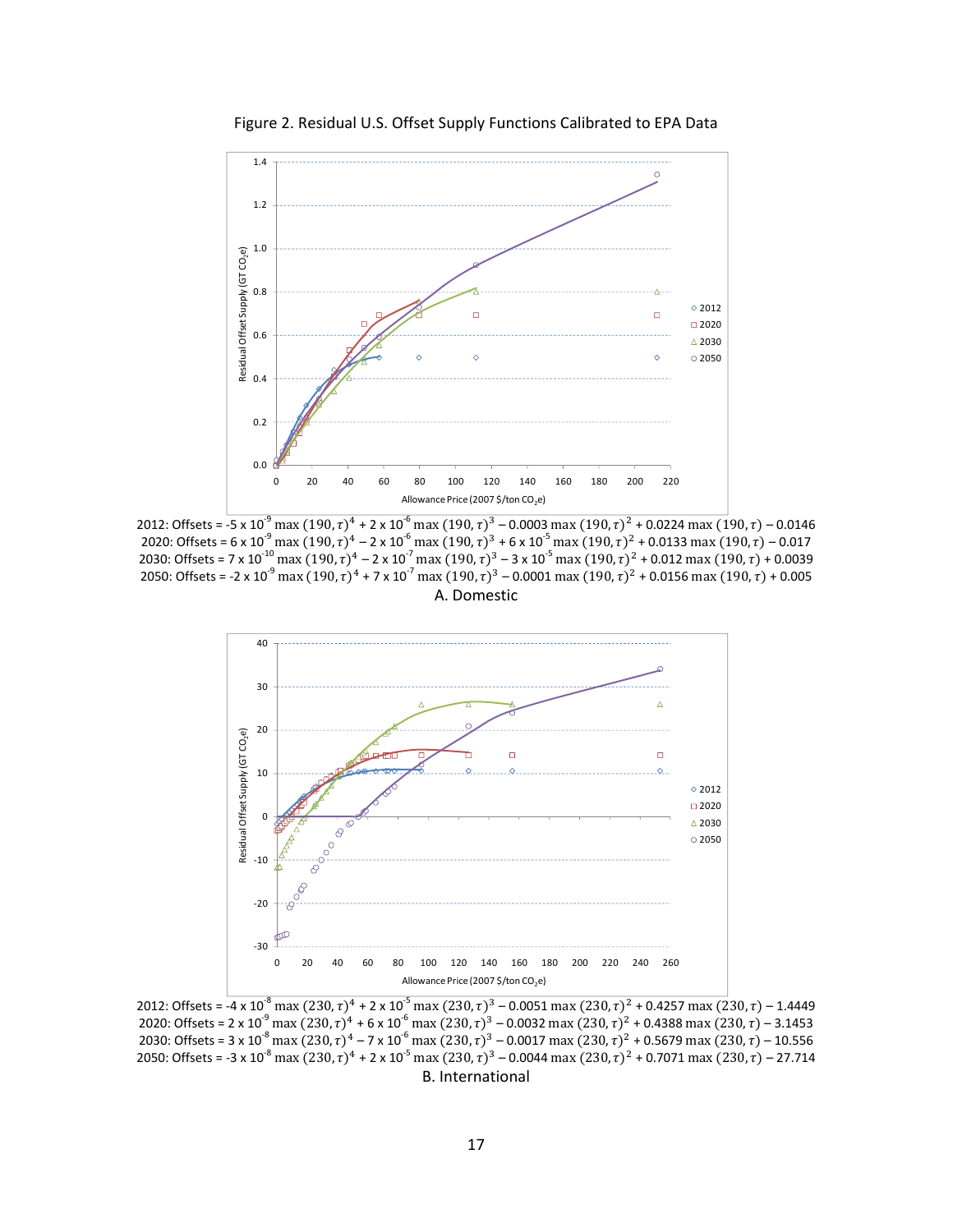Figure 2. Residual U.S. Offset Supply Functions Calibrated to EPA Data

2012: Offsets = $-5 \times 10^{-9} \max(190,\tau)^4 + 2 \times 10^{-6} \max(190,\tau)^3 - 0.0003 \max(190,\tau)^2 + 0.0224 \max(190,\tau) - 0.0146$

2020: Offsets = $6 \times 10^{-9} \max(190,\tau)^4 - 2 \times 10^{-6} \max(190,\tau)^3 + 6 \times 10^{-5} \max(190,\tau)^2 + 0.0133 \max(190,\tau) - 0.017$

2030: Offsets = $7 \times 10^{-10} \max(190,\tau)^4 - 2 \times 10^{-7} \max(190,\tau)^3 - 3 \times 10^{-5} \max(190,\tau)^2 + 0.012 \max(190,\tau) + 0.0039$

2050: Offsets = $-2 \times 10^{-9} \max(190,\tau)^4 + 7 \times 10^{-7} \max(190,\tau)^3 - 0.0001 \max(190,\tau)^2 + 0.0156 \max(190,\tau) + 0.005$

A. Domestic

2012: Offsets = $-4 \times 10^{-8} \max(230,\tau)^4 + 2 \times 10^{-5} \max(230,\tau)^3 - 0.0051 \max(230,\tau)^2 + 0.4257 \max(230,\tau) - 1.4449$

2020: Offsets = $2 \times 10^{-9} \max(230,\tau)^4 + 6 \times 10^{-6} \max(230,\tau)^3 - 0.0032 \max(230,\tau)^2 + 0.4388 \max(230,\tau) - 3.1453$

2030: Offsets = $3 \times 10^{-8} \max(230,\tau)^4 - 7 \times 10^{-6} \max(230,\tau)^3 - 0.0017 \max(230,\tau)^2 + 0.5679 \max(230,\tau) - 10.556$

2050: Offsets = $-3 \times 10^{-8} \max(230,\tau)^4 + 2 \times 10^{-5} \max(230,\tau)^3 - 0.0044 \max(230,\tau)^2 + 0.7071 \max(230,\tau) - 27.714$

B. International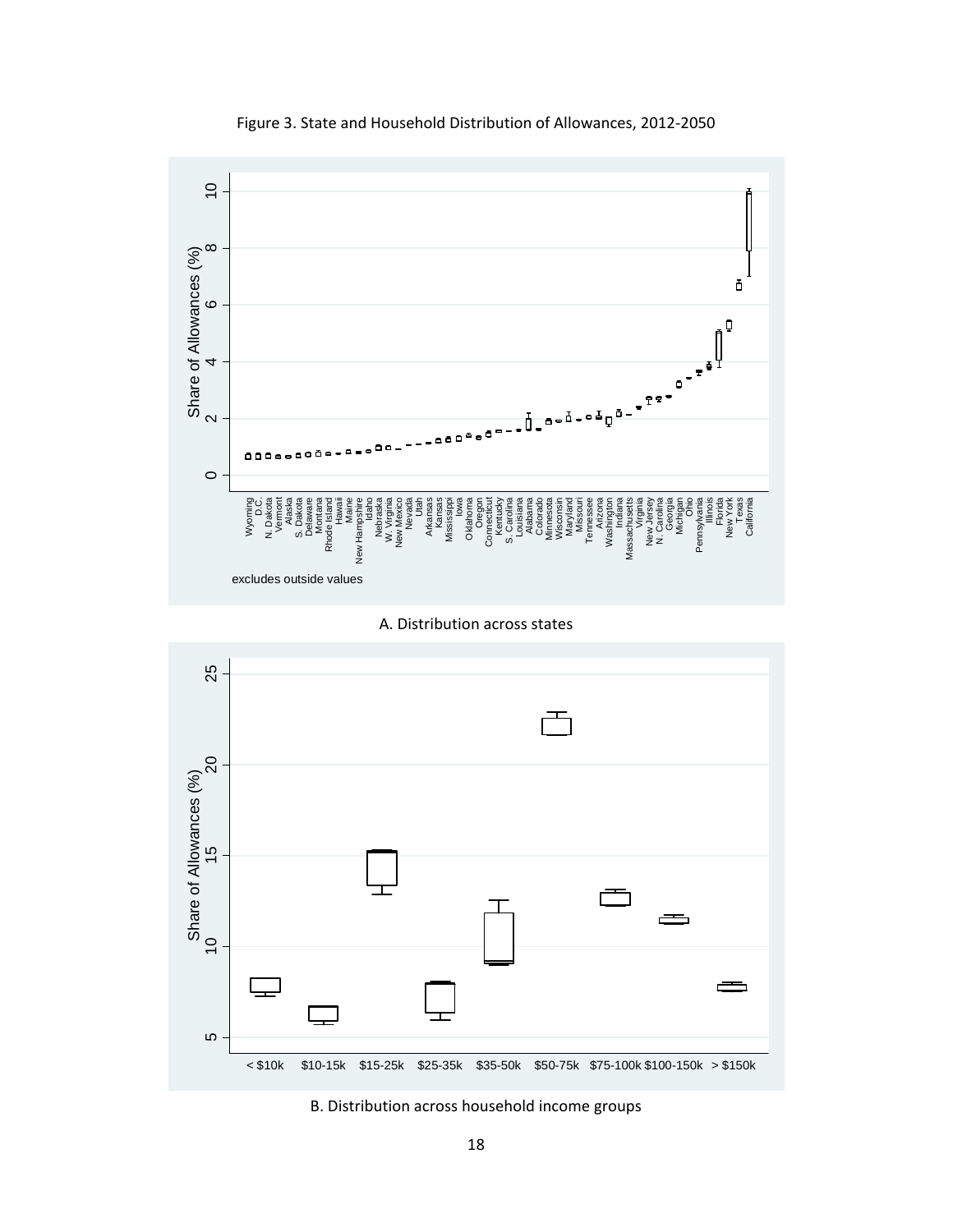Figure 3. State and Household Distribution of Allowances, 2012-2050

A. Distribution across states

B. Distribution across household income groups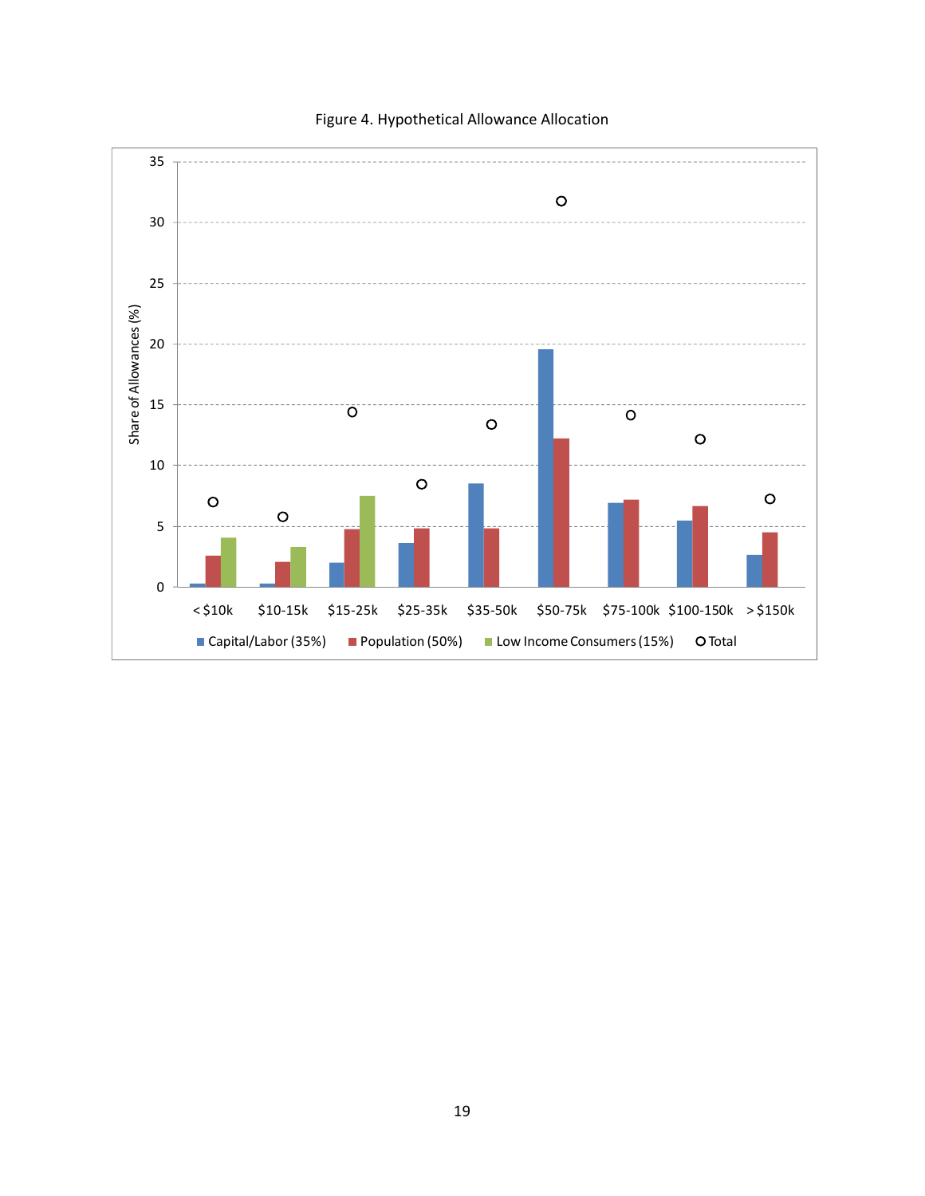Figure 4. Hypothetical Allowance Allocation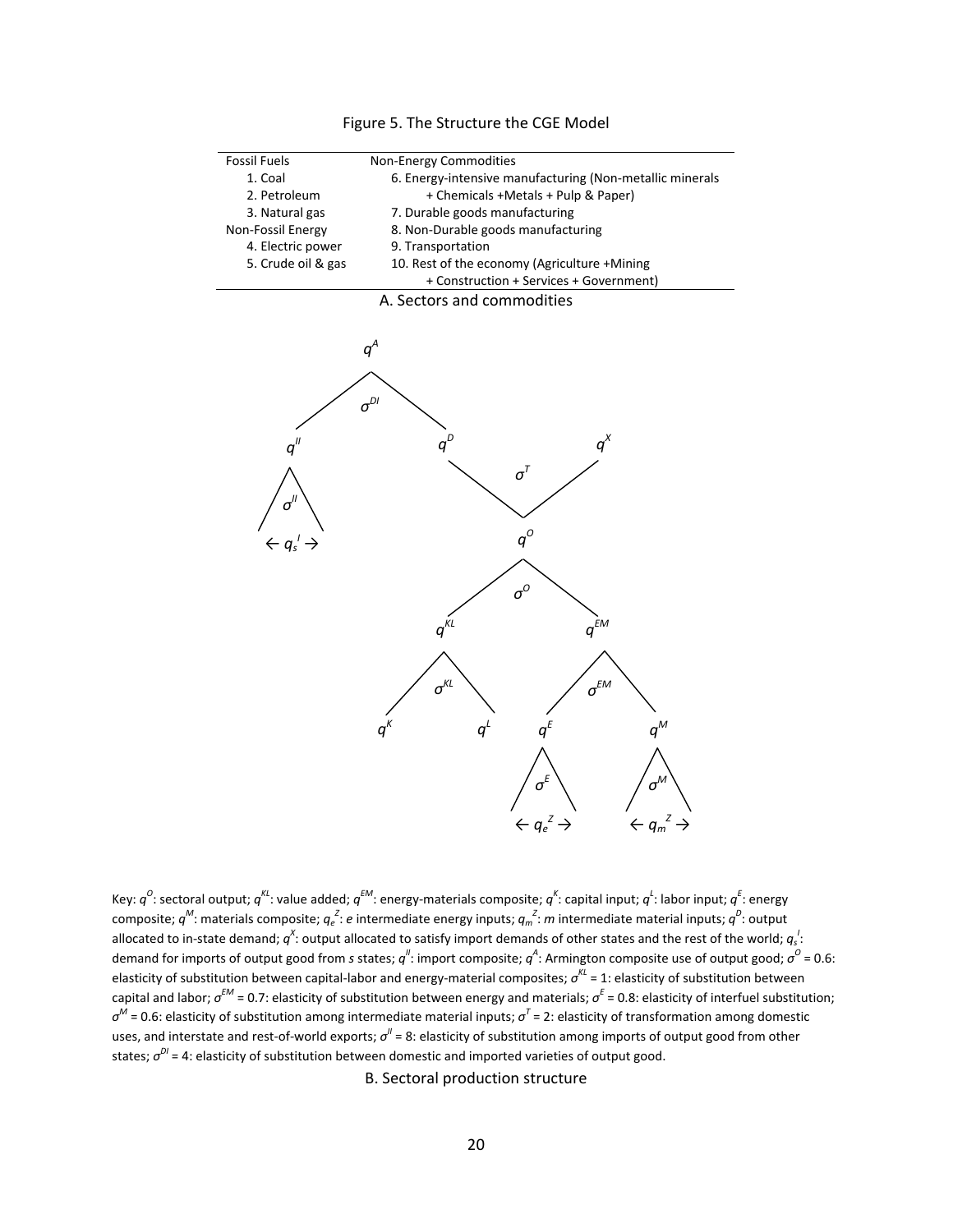Figure 5. The Structure the CGE Model

| Fossil Fuels | Non-Energy Commodities |
|---|---|
| 1. Coal | 6. Energy-intensive manufacturing (Non-metallic minerals + Chemicals +Metals + Pulp & Paper) |
| 2. Petroleum | 7. Durable goods manufacturing |
| 3. Natural gas | 8. Non-Durable goods manufacturing |
| **Non-Fossil Energy** | 9. Transportation |
| 4. Electric power | 10. Rest of the economy (Agriculture +Mining + Construction + Services + Government) |
| 5. Crude oil & gas | |

A. Sectors and commodities

Key: $q^O$: sectoral output; $q^{KL}$: value added; $q^{EM}$: energy-materials composite; $q^K$: capital input; $q^L$: labor input; $q^E$: energy composite; $q^M$: materials composite; $q_e^Z$: *e* intermediate energy inputs; $q_m^Z$: *m* intermediate material inputs; $q^D$: output allocated to in-state demand; $q^X$: output allocated to satisfy import demands of other states and the rest of the world; $q_s^I$: demand for imports of output good from *s* states; $q^{II}$: import composite; $q^A$: Armington composite use of output good; $\sigma^O = 0.6$: elasticity of substitution between capital-labor and energy-material composites; $\sigma^{KL} = 1$: elasticity of substitution between capital and labor; $\sigma^{EM} = 0.7$: elasticity of substitution between energy and materials; $\sigma^E = 0.8$: elasticity of interfuel substitution; $\sigma^M = 0.6$: elasticity of substitution among intermediate material inputs; $\sigma^T = 2$: elasticity of transformation among domestic uses, and interstate and rest-of-world exports; $\sigma^{II} = 8$: elasticity of substitution among imports of output good from other states; $\sigma^{DI} = 4$: elasticity of substitution between domestic and imported varieties of output good.

B. Sectoral production structure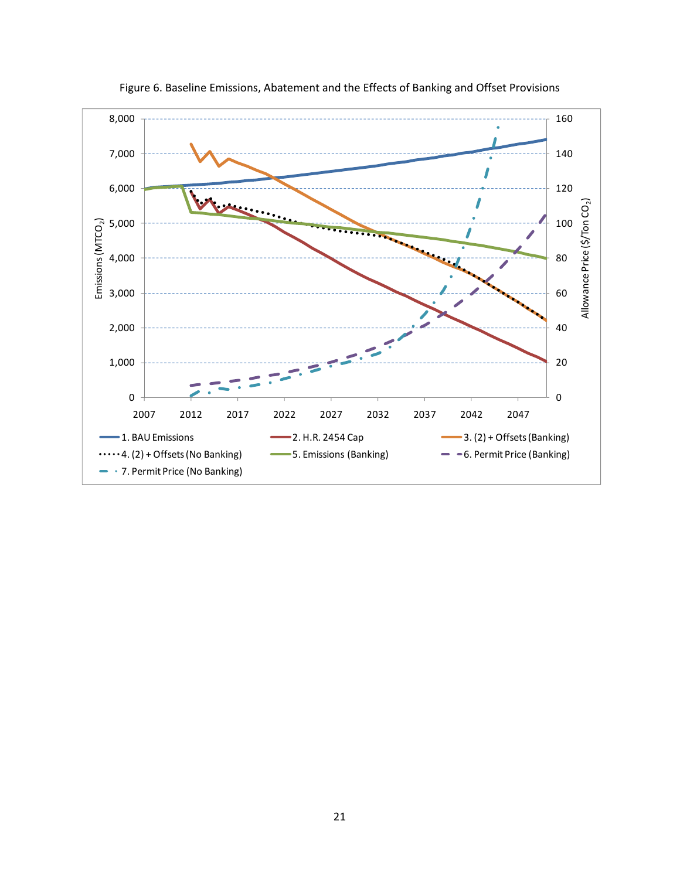Figure 6. Baseline Emissions, Abatement and the Effects of Banking and Offset Provisions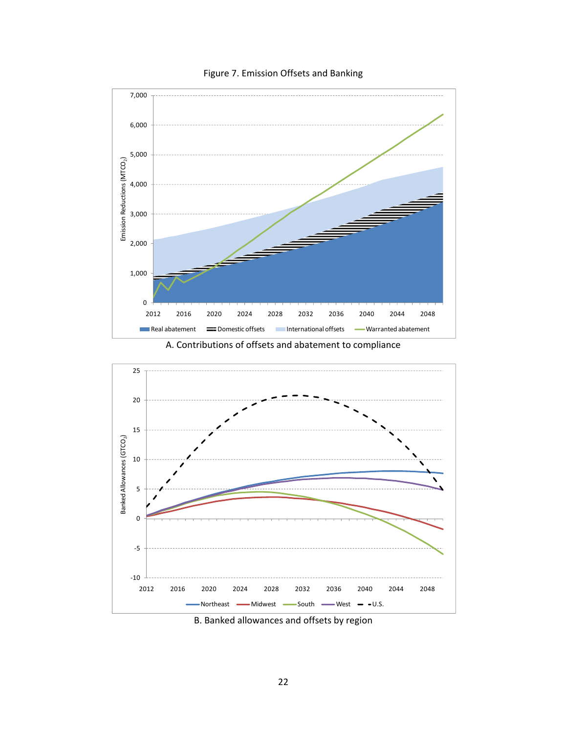Figure 7. Emission Offsets and Banking

A. Contributions of offsets and abatement to compliance

B. Banked allowances and offsets by region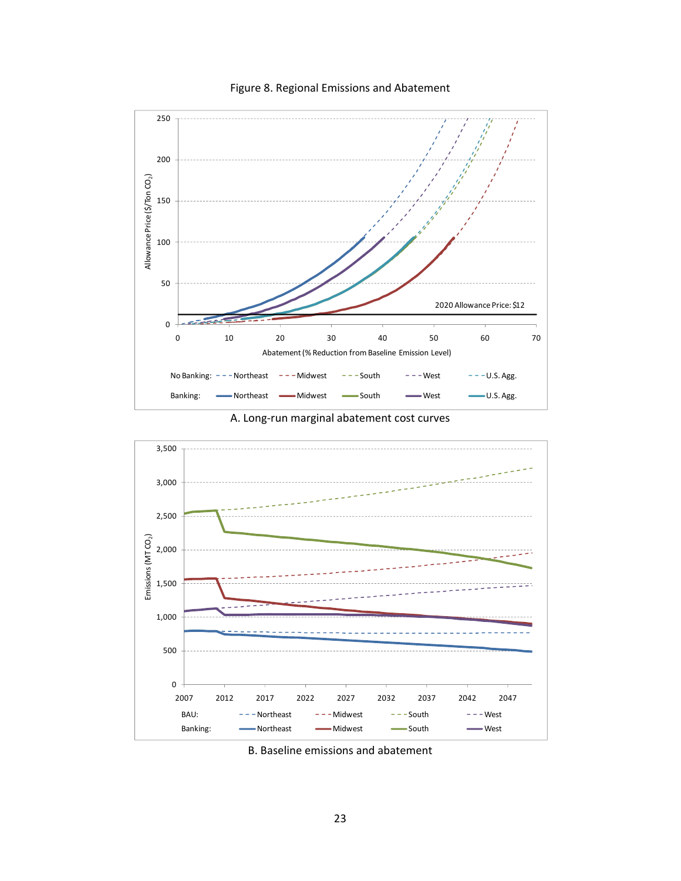Figure 8. Regional Emissions and Abatement

A. Long-run marginal abatement cost curves

B. Baseline emissions and abatement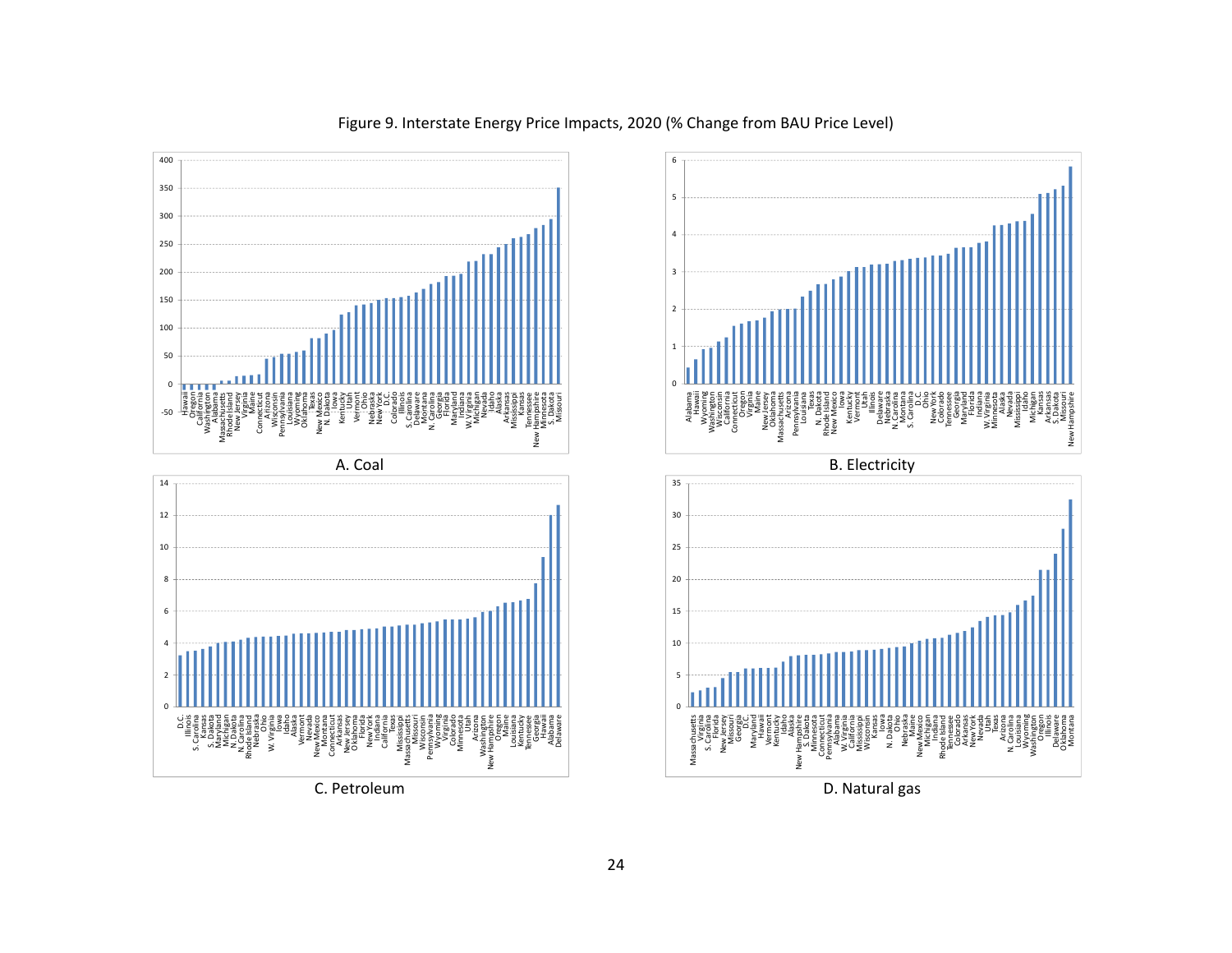Figure 9. Interstate Energy Price Impacts, 2020 (% Change from BAU Price Level)

A. Coal

B. Electricity

C. Petroleum

D. Natural gas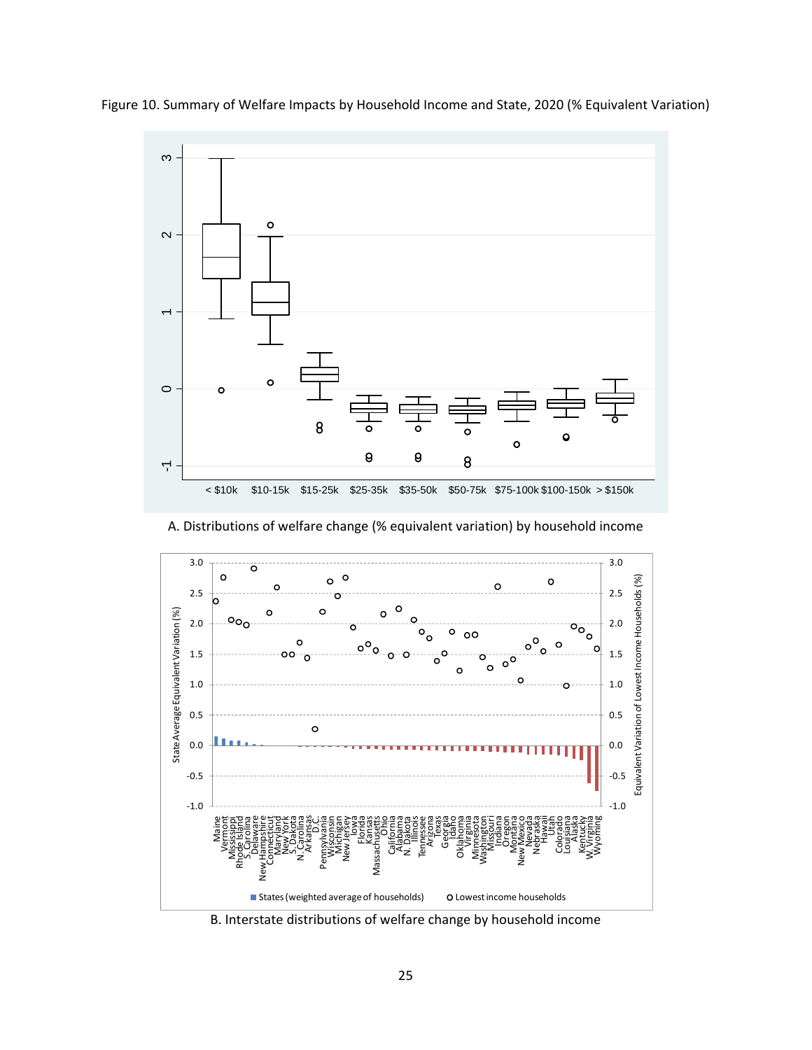Figure 10. Summary of Welfare Impacts by Household Income and State, 2020 (% Equivalent Variation)

A. Distributions of welfare change (% equivalent variation) by household income

B. Interstate distributions of welfare change by household income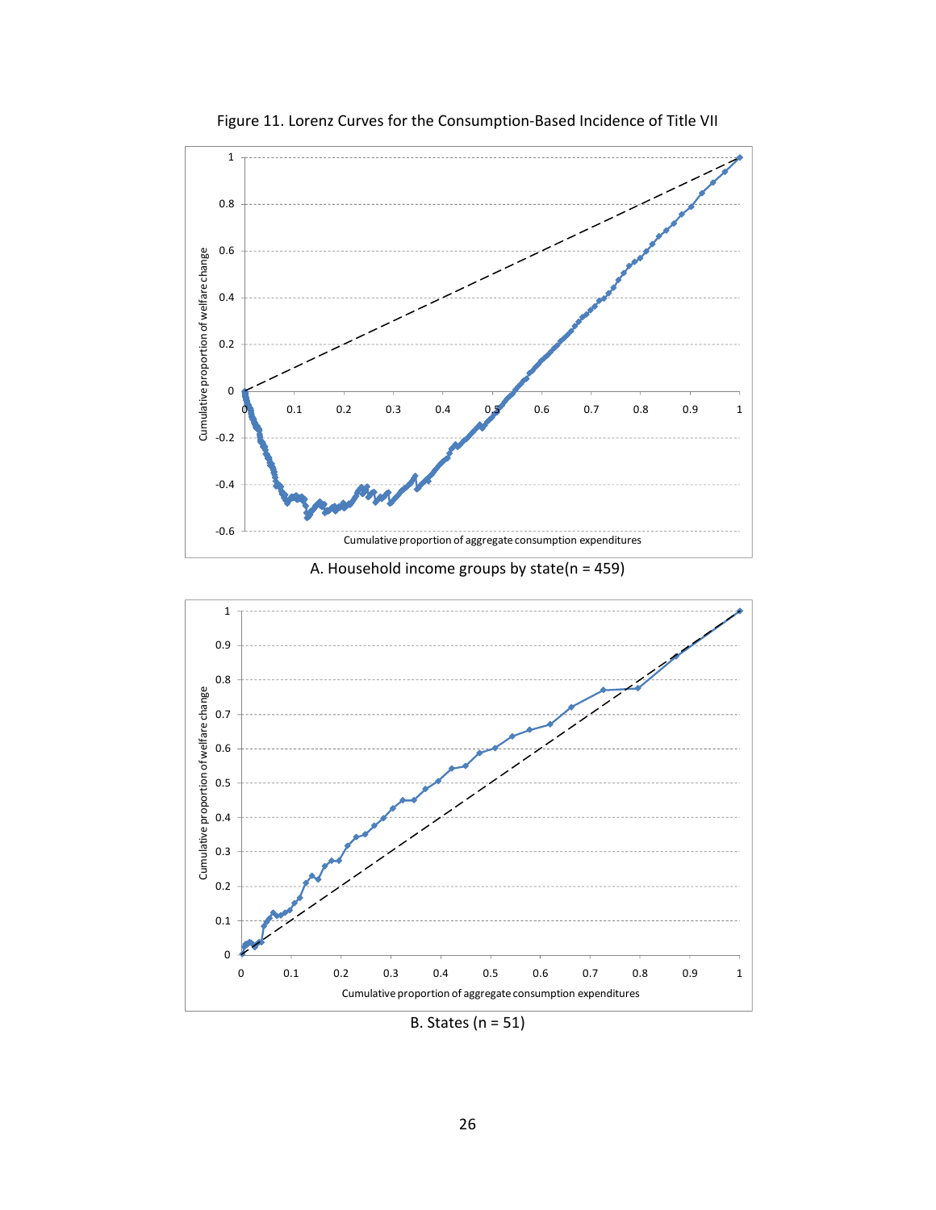Figure 11. Lorenz Curves for the Consumption-Based Incidence of Title VII

A. Household income groups by state(n = 459)

B. States (n = 51)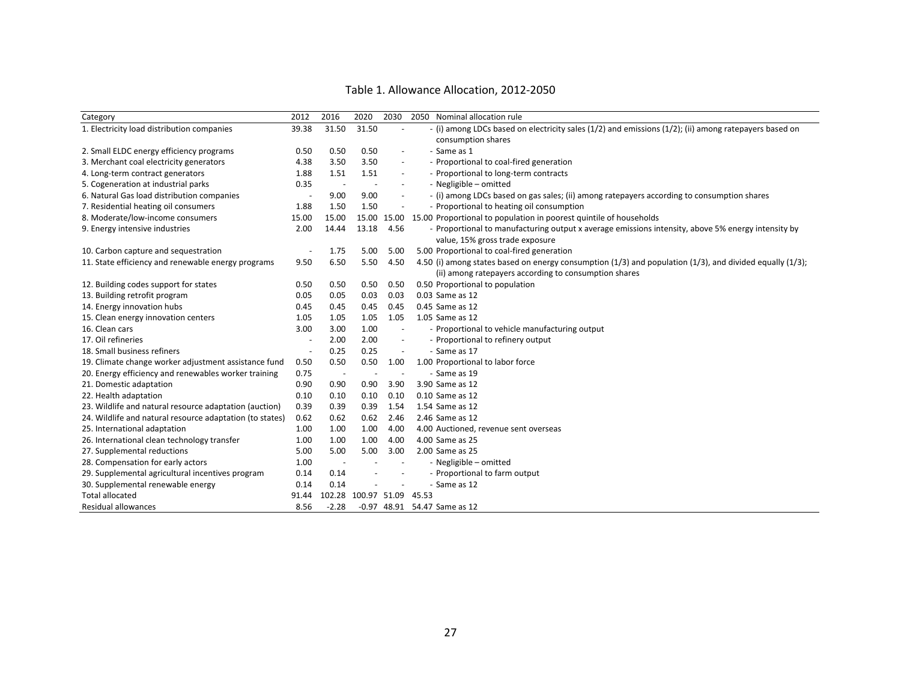# Table 1. Allowance Allocation, 2012-2050

| Category | 2012 | 2016 | 2020 | 2030 | 2050 | Nominal allocation rule |
|---|---|---|---|---|---|---|
| 1. Electricity load distribution companies | 39.38 | 31.50 | 31.50 | - | - | (i) among LDCs based on electricity sales (1/2) and emissions (1/2); (ii) among ratepayers based on consumption shares |
| 2. Small ELDC energy efficiency programs | 0.50 | 0.50 | 0.50 | - | - | Same as 1 |
| 3. Merchant coal electricity generators | 4.38 | 3.50 | 3.50 | - | - | Proportional to coal-fired generation |
| 4. Long-term contract generators | 1.88 | 1.51 | 1.51 | - | - | Proportional to long-term contracts |
| 5. Cogeneration at industrial parks | 0.35 | - | - | - | - | Negligible – omitted |
| 6. Natural Gas load distribution companies | - | 9.00 | 9.00 | - | - | (i) among LDCs based on gas sales; (ii) among ratepayers according to consumption shares |
| 7. Residential heating oil consumers | 1.88 | 1.50 | 1.50 | - | - | Proportional to heating oil consumption |
| 8. Moderate/low-income consumers | 15.00 | 15.00 | 15.00 | 15.00 | 15.00 | Proportional to population in poorest quintile of households |
| 9. Energy intensive industries | 2.00 | 14.44 | 13.18 | 4.56 | - | Proportional to manufacturing output x average emissions intensity, above 5% energy intensity by value, 15% gross trade exposure |
| 10. Carbon capture and sequestration | - | 1.75 | 5.00 | 5.00 | 5.00 | Proportional to coal-fired generation |
| 11. State efficiency and renewable energy programs | 9.50 | 6.50 | 5.50 | 4.50 | 4.50 | (i) among states based on energy consumption (1/3) and population (1/3), and divided equally (1/3); (ii) among ratepayers according to consumption shares |
| 12. Building codes support for states | 0.50 | 0.50 | 0.50 | 0.50 | 0.50 | Proportional to population |
| 13. Building retrofit program | 0.05 | 0.05 | 0.03 | 0.03 | 0.03 | Same as 12 |
| 14. Energy innovation hubs | 0.45 | 0.45 | 0.45 | 0.45 | 0.45 | Same as 12 |
| 15. Clean energy innovation centers | 1.05 | 1.05 | 1.05 | 1.05 | 1.05 | Same as 12 |
| 16. Clean cars | 3.00 | 3.00 | 1.00 | - | - | Proportional to vehicle manufacturing output |
| 17. Oil refineries | - | 2.00 | 2.00 | - | - | Proportional to refinery output |
| 18. Small business refiners | - | 0.25 | 0.25 | - | - | Same as 17 |
| 19. Climate change worker adjustment assistance fund | 0.50 | 0.50 | 0.50 | 1.00 | 1.00 | Proportional to labor force |
| 20. Energy efficiency and renewables worker training | 0.75 | - | - | - | - | Same as 19 |
| 21. Domestic adaptation | 0.90 | 0.90 | 0.90 | 3.90 | 3.90 | Same as 12 |
| 22. Health adaptation | 0.10 | 0.10 | 0.10 | 0.10 | 0.10 | Same as 12 |
| 23. Wildlife and natural resource adaptation (auction) | 0.39 | 0.39 | 0.39 | 1.54 | 1.54 | Same as 12 |
| 24. Wildlife and natural resource adaptation (to states) | 0.62 | 0.62 | 0.62 | 2.46 | 2.46 | Same as 12 |
| 25. International adaptation | 1.00 | 1.00 | 1.00 | 4.00 | 4.00 | Auctioned, revenue sent overseas |
| 26. International clean technology transfer | 1.00 | 1.00 | 1.00 | 4.00 | 4.00 | Same as 25 |
| 27. Supplemental reductions | 5.00 | 5.00 | 5.00 | 3.00 | 2.00 | Same as 25 |
| 28. Compensation for early actors | 1.00 | - | - | - | - | Negligible – omitted |
| 29. Supplemental agricultural incentives program | 0.14 | 0.14 | - | - | - | Proportional to farm output |
| 30. Supplemental renewable energy | 0.14 | 0.14 | - | - | - | Same as 12 |
| Total allocated | 91.44 | 102.28 | 100.97 | 51.09 | 45.53 | |
| Residual allowances | 8.56 | -2.28 | -0.97 | 48.91 | 54.47 | Same as 12 |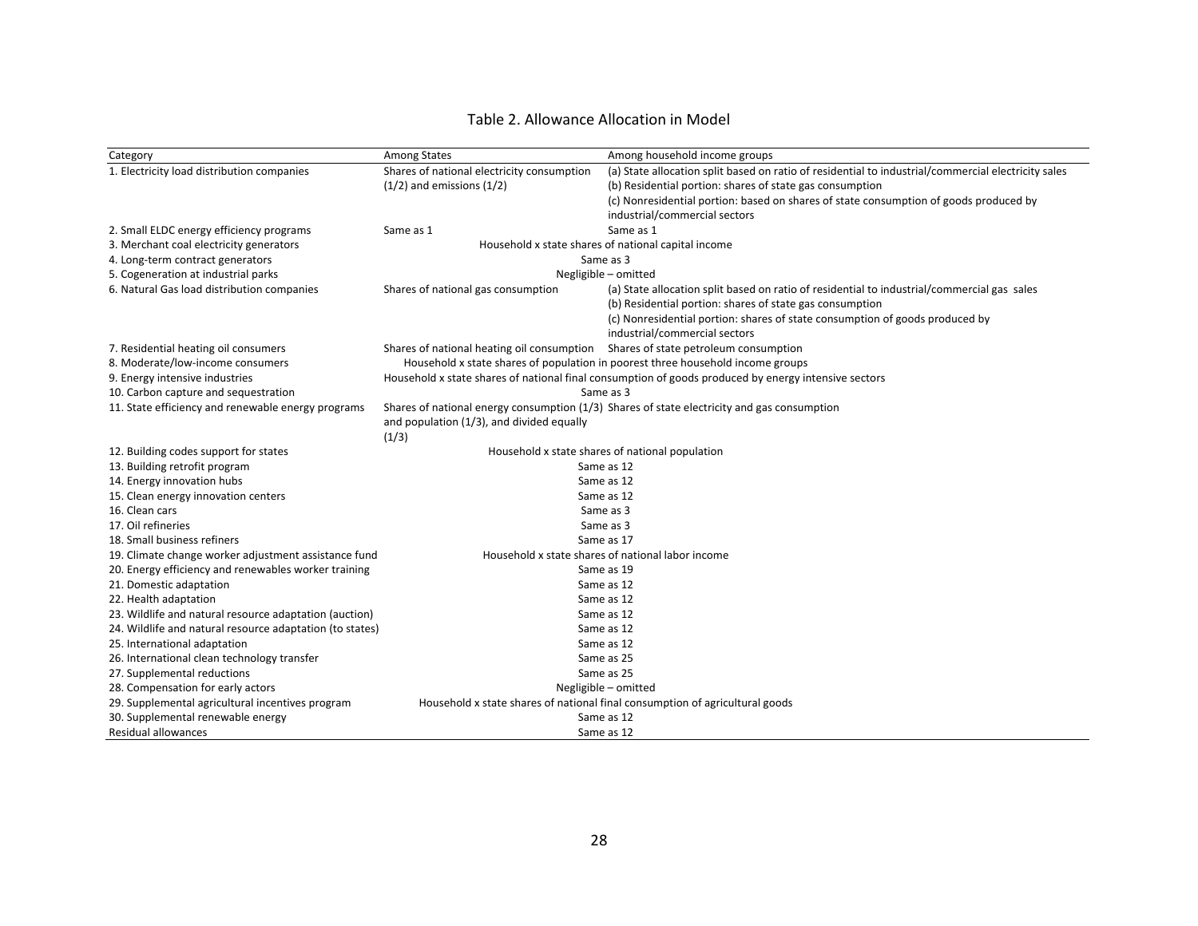# Table 2. Allowance Allocation in Model

| Category | Among States | Among household income groups |
|---|---|---|
| 1. Electricity load distribution companies | Shares of national electricity consumption (1/2) and emissions (1/2) | (a) State allocation split based on ratio of residential to industrial/commercial electricity sales<br>(b) Residential portion: shares of state gas consumption<br>(c) Nonresidential portion: based on shares of state consumption of goods produced by industrial/commercial sectors |
| 2. Small ELDC energy efficiency programs | Same as 1 | Same as 1 |
| 3. Merchant coal electricity generators | Household x state shares of national capital income | |
| 4. Long-term contract generators | Same as 3 | |
| 5. Cogeneration at industrial parks | Negligible – omitted | |
| 6. Natural Gas load distribution companies | Shares of national gas consumption | (a) State allocation split based on ratio of residential to industrial/commercial gas sales<br>(b) Residential portion: shares of state gas consumption<br>(c) Nonresidential portion: shares of state consumption of goods produced by industrial/commercial sectors |
| 7. Residential heating oil consumers | Shares of national heating oil consumption | Shares of state petroleum consumption |
| 8. Moderate/low-income consumers | Household x state shares of population in poorest three household income groups | |
| 9. Energy intensive industries | Household x state shares of national final consumption of goods produced by energy intensive sectors | |
| 10. Carbon capture and sequestration | Same as 3 | |
| 11. State efficiency and renewable energy programs | Shares of national energy consumption (1/3) and population (1/3), and divided equally (1/3) | Shares of state electricity and gas consumption |
| 12. Building codes support for states | Household x state shares of national population | |
| 13. Building retrofit program | Same as 12 | |
| 14. Energy innovation hubs | Same as 12 | |
| 15. Clean energy innovation centers | Same as 12 | |
| 16. Clean cars | Same as 3 | |
| 17. Oil refineries | Same as 3 | |
| 18. Small business refiners | Same as 17 | |
| 19. Climate change worker adjustment assistance fund | Household x state shares of national labor income | |
| 20. Energy efficiency and renewables worker training | Same as 19 | |
| 21. Domestic adaptation | Same as 12 | |
| 22. Health adaptation | Same as 12 | |
| 23. Wildlife and natural resource adaptation (auction) | Same as 12 | |
| 24. Wildlife and natural resource adaptation (to states) | Same as 12 | |
| 25. International adaptation | Same as 12 | |
| 26. International clean technology transfer | Same as 25 | |
| 27. Supplemental reductions | Same as 25 | |
| 28. Compensation for early actors | Negligible – omitted | |
| 29. Supplemental agricultural incentives program | Household x state shares of national final consumption of agricultural goods | |
| 30. Supplemental renewable energy | Same as 12 | |
| Residual allowances | Same as 12 | |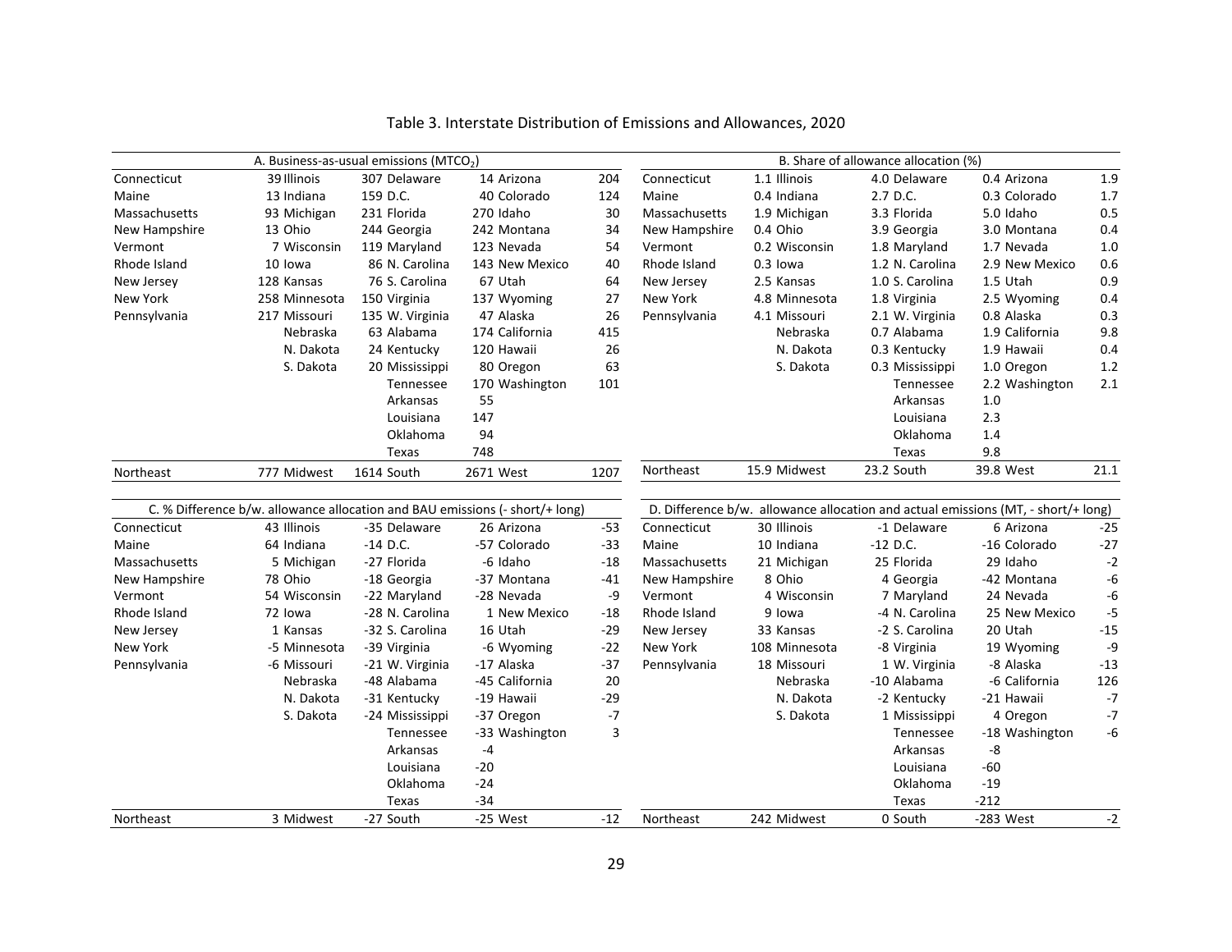# Table 3. Interstate Distribution of Emissions and Allowances, 2020

**A. Business-as-usual emissions ($MTCO_2$)**

| | | | | | | | |
|---|---|---|---|---|---|---|---|
| Connecticut | 39 | Illinois | 307 | Delaware | 14 | Arizona | 204 |
| Maine | 13 | Indiana | 159 | D.C. | 40 | Colorado | 124 |
| Massachusetts | 93 | Michigan | 231 | Florida | 270 | Idaho | 30 |
| New Hampshire | 13 | Ohio | 244 | Georgia | 242 | Montana | 34 |
| Vermont | 7 | Wisconsin | 119 | Maryland | 123 | Nevada | 54 |
| Rhode Island | 10 | Iowa | 86 | N. Carolina | 143 | New Mexico | 40 |
| New Jersey | 128 | Kansas | 76 | S. Carolina | 67 | Utah | 64 |
| New York | 258 | Minnesota | 150 | Virginia | 137 | Wyoming | 27 |
| Pennsylvania | 217 | Missouri | 135 | W. Virginia | 47 | Alaska | 26 |
| | | Nebraska | 63 | Alabama | 174 | California | 415 |
| | | N. Dakota | 24 | Kentucky | 120 | Hawaii | 26 |
| | | S. Dakota | 20 | Mississippi | 80 | Oregon | 63 |
| | | | | Tennessee | 170 | Washington | 101 |
| | | | | Arkansas | 55 | | |
| | | | | Louisiana | 147 | | |
| | | | | Oklahoma | 94 | | |
| | | | | Texas | 748 | | |
| Northeast | 777 | Midwest | 1614 | South | 2671 | West | 1207 |

**B. Share of allowance allocation (%)**

| | | | | | | | |
|---|---|---|---|---|---|---|---|
| Connecticut | 1.1 | Illinois | 4.0 | Delaware | 0.4 | Arizona | 1.9 |
| Maine | 0.4 | Indiana | 2.7 | D.C. | 0.3 | Colorado | 1.7 |
| Massachusetts | 1.9 | Michigan | 3.3 | Florida | 5.0 | Idaho | 0.5 |
| New Hampshire | 0.4 | Ohio | 3.9 | Georgia | 3.0 | Montana | 0.4 |
| Vermont | 0.2 | Wisconsin | 1.8 | Maryland | 1.7 | Nevada | 1.0 |
| Rhode Island | 0.3 | Iowa | 1.2 | N. Carolina | 2.9 | New Mexico | 0.6 |
| New Jersey | 2.5 | Kansas | 1.0 | S. Carolina | 1.5 | Utah | 0.9 |
| New York | 4.8 | Minnesota | 1.8 | Virginia | 2.5 | Wyoming | 0.4 |
| Pennsylvania | 4.1 | Missouri | 2.1 | W. Virginia | 0.8 | Alaska | 0.3 |
| | | Nebraska | 0.7 | Alabama | 1.9 | California | 9.8 |
| | | N. Dakota | 0.3 | Kentucky | 1.9 | Hawaii | 0.4 |
| | | S. Dakota | 0.3 | Mississippi | 1.0 | Oregon | 1.2 |
| | | | | Tennessee | 2.2 | Washington | 2.1 |
| | | | | Arkansas | 1.0 | | |
| | | | | Louisiana | 2.3 | | |
| | | | | Oklahoma | 1.4 | | |
| | | | | Texas | 9.8 | | |
| Northeast | 15.9 | Midwest | 23.2 | South | 39.8 | West | 21.1 |

**C. % Difference b/w. allowance allocation and BAU emissions (- short/+ long)**

| | | | | | | | |
|---|---|---|---|---|---|---|---|
| Connecticut | 43 | Illinois | -35 | Delaware | 26 | Arizona | -53 |
| Maine | 64 | Indiana | -14 | D.C. | -57 | Colorado | -33 |
| Massachusetts | 5 | Michigan | -27 | Florida | -6 | Idaho | -18 |
| New Hampshire | 78 | Ohio | -18 | Georgia | -37 | Montana | -41 |
| Vermont | 54 | Wisconsin | -22 | Maryland | -28 | Nevada | -9 |
| Rhode Island | 72 | Iowa | -28 | N. Carolina | 1 | New Mexico | -18 |
| New Jersey | 1 | Kansas | -32 | S. Carolina | 16 | Utah | -29 |
| New York | -5 | Minnesota | -39 | Virginia | -6 | Wyoming | -22 |
| Pennsylvania | -6 | Missouri | -21 | W. Virginia | -17 | Alaska | -37 |
| | | Nebraska | -48 | Alabama | -45 | California | 20 |
| | | N. Dakota | -31 | Kentucky | -19 | Hawaii | -29 |
| | | S. Dakota | -24 | Mississippi | -37 | Oregon | -7 |
| | | | | Tennessee | -33 | Washington | 3 |
| | | | | Arkansas | -4 | | |
| | | | | Louisiana | -20 | | |
| | | | | Oklahoma | -24 | | |
| | | | | Texas | -34 | | |
| Northeast | 3 | Midwest | -27 | South | -25 | West | -12 |

**D. Difference b/w. allowance allocation and actual emissions (MT, - short/+ long)**

| | | | | | | | |
|---|---|---|---|---|---|---|---|
| Connecticut | 30 | Illinois | -1 | Delaware | 6 | Arizona | -25 |
| Maine | 10 | Indiana | -12 | D.C. | -16 | Colorado | -27 |
| Massachusetts | 21 | Michigan | 25 | Florida | 29 | Idaho | -2 |
| New Hampshire | 8 | Ohio | 4 | Georgia | -42 | Montana | -6 |
| Vermont | 4 | Wisconsin | 7 | Maryland | 24 | Nevada | -6 |
| Rhode Island | 9 | Iowa | -4 | N. Carolina | 25 | New Mexico | -5 |
| New Jersey | 33 | Kansas | -2 | S. Carolina | 20 | Utah | -15 |
| New York | 108 | Minnesota | -8 | Virginia | 19 | Wyoming | -9 |
| Pennsylvania | 18 | Missouri | 1 | W. Virginia | -8 | Alaska | -13 |
| | | Nebraska | -10 | Alabama | -6 | California | 126 |
| | | N. Dakota | -2 | Kentucky | -21 | Hawaii | -7 |
| | | S. Dakota | 1 | Mississippi | 4 | Oregon | -7 |
| | | | | Tennessee | -18 | Washington | -6 |
| | | | | Arkansas | -8 | | |
| | | | | Louisiana | -60 | | |
| | | | | Oklahoma | -19 | | |
| | | | | Texas | -212 | | |
| Northeast | 242 | Midwest | 0 | South | -283 | West | -2 |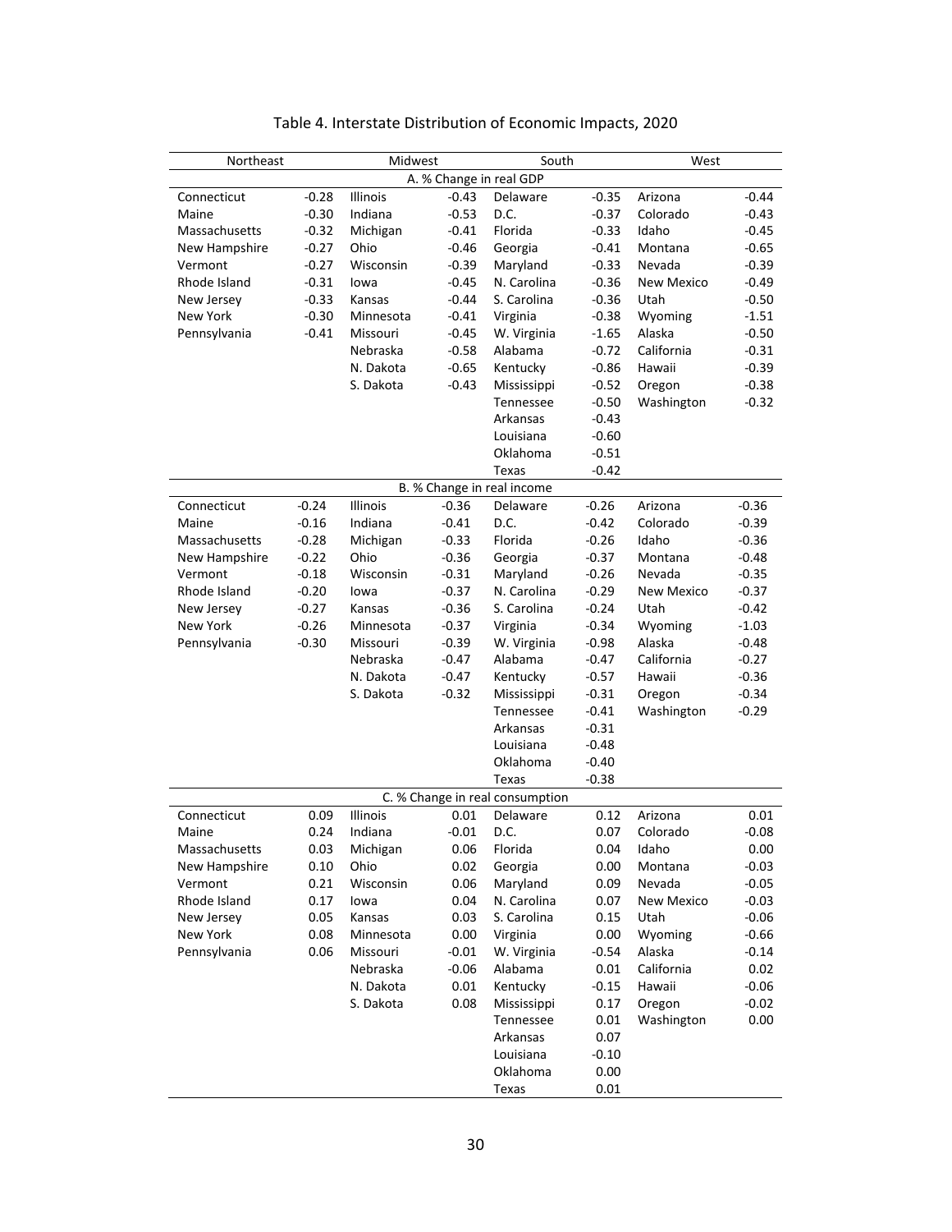# Table 4. Interstate Distribution of Economic Impacts, 2020

| Northeast | | Midwest | | South | | West | |
|---|---|---|---|---|---|---|---|
| **A. % Change in real GDP** | | | | | | | |
| Connecticut | -0.28 | Illinois | -0.43 | Delaware | -0.35 | Arizona | -0.44 |
| Maine | -0.30 | Indiana | -0.53 | D.C. | -0.37 | Colorado | -0.43 |
| Massachusetts | -0.32 | Michigan | -0.41 | Florida | -0.33 | Idaho | -0.45 |
| New Hampshire | -0.27 | Ohio | -0.46 | Georgia | -0.41 | Montana | -0.65 |
| Vermont | -0.27 | Wisconsin | -0.39 | Maryland | -0.33 | Nevada | -0.39 |
| Rhode Island | -0.31 | Iowa | -0.45 | N. Carolina | -0.36 | New Mexico | -0.49 |
| New Jersey | -0.33 | Kansas | -0.44 | S. Carolina | -0.36 | Utah | -0.50 |
| New York | -0.30 | Minnesota | -0.41 | Virginia | -0.38 | Wyoming | -1.51 |
| Pennsylvania | -0.41 | Missouri | -0.45 | W. Virginia | -1.65 | Alaska | -0.50 |
| | | Nebraska | -0.58 | Alabama | -0.72 | California | -0.31 |
| | | N. Dakota | -0.65 | Kentucky | -0.86 | Hawaii | -0.39 |
| | | S. Dakota | -0.43 | Mississippi | -0.52 | Oregon | -0.38 |
| | | | | Tennessee | -0.50 | Washington | -0.32 |
| | | | | Arkansas | -0.43 | | |
| | | | | Louisiana | -0.60 | | |
| | | | | Oklahoma | -0.51 | | |
| | | | | Texas | -0.42 | | |
| **B. % Change in real income** | | | | | | | |
| Connecticut | -0.24 | Illinois | -0.36 | Delaware | -0.26 | Arizona | -0.36 |
| Maine | -0.16 | Indiana | -0.41 | D.C. | -0.42 | Colorado | -0.39 |
| Massachusetts | -0.28 | Michigan | -0.33 | Florida | -0.26 | Idaho | -0.36 |
| New Hampshire | -0.22 | Ohio | -0.36 | Georgia | -0.37 | Montana | -0.48 |
| Vermont | -0.18 | Wisconsin | -0.31 | Maryland | -0.26 | Nevada | -0.35 |
| Rhode Island | -0.20 | Iowa | -0.37 | N. Carolina | -0.29 | New Mexico | -0.37 |
| New Jersey | -0.27 | Kansas | -0.36 | S. Carolina | -0.24 | Utah | -0.42 |
| New York | -0.26 | Minnesota | -0.37 | Virginia | -0.34 | Wyoming | -1.03 |
| Pennsylvania | -0.30 | Missouri | -0.39 | W. Virginia | -0.98 | Alaska | -0.48 |
| | | Nebraska | -0.47 | Alabama | -0.47 | California | -0.27 |
| | | N. Dakota | -0.47 | Kentucky | -0.57 | Hawaii | -0.36 |
| | | S. Dakota | -0.32 | Mississippi | -0.31 | Oregon | -0.34 |
| | | | | Tennessee | -0.41 | Washington | -0.29 |
| | | | | Arkansas | -0.31 | | |
| | | | | Louisiana | -0.48 | | |
| | | | | Oklahoma | -0.40 | | |
| | | | | Texas | -0.38 | | |
| **C. % Change in real consumption** | | | | | | | |
| Connecticut | 0.09 | Illinois | 0.01 | Delaware | 0.12 | Arizona | 0.01 |
| Maine | 0.24 | Indiana | -0.01 | D.C. | 0.07 | Colorado | -0.08 |
| Massachusetts | 0.03 | Michigan | 0.06 | Florida | 0.04 | Idaho | 0.00 |
| New Hampshire | 0.10 | Ohio | 0.02 | Georgia | 0.00 | Montana | -0.03 |
| Vermont | 0.21 | Wisconsin | 0.06 | Maryland | 0.09 | Nevada | -0.05 |
| Rhode Island | 0.17 | Iowa | 0.04 | N. Carolina | 0.07 | New Mexico | -0.03 |
| New Jersey | 0.05 | Kansas | 0.03 | S. Carolina | 0.15 | Utah | -0.06 |
| New York | 0.08 | Minnesota | 0.00 | Virginia | 0.00 | Wyoming | -0.66 |
| Pennsylvania | 0.06 | Missouri | -0.01 | W. Virginia | -0.54 | Alaska | -0.14 |
| | | Nebraska | -0.06 | Alabama | 0.01 | California | 0.02 |
| | | N. Dakota | 0.01 | Kentucky | -0.15 | Hawaii | -0.06 |
| | | S. Dakota | 0.08 | Mississippi | 0.17 | Oregon | -0.02 |
| | | | | Tennessee | 0.01 | Washington | 0.00 |
| | | | | Arkansas | 0.07 | | |
| | | | | Louisiana | -0.10 | | |
| | | | | Oklahoma | 0.00 | | |
| | | | | Texas | 0.01 | | |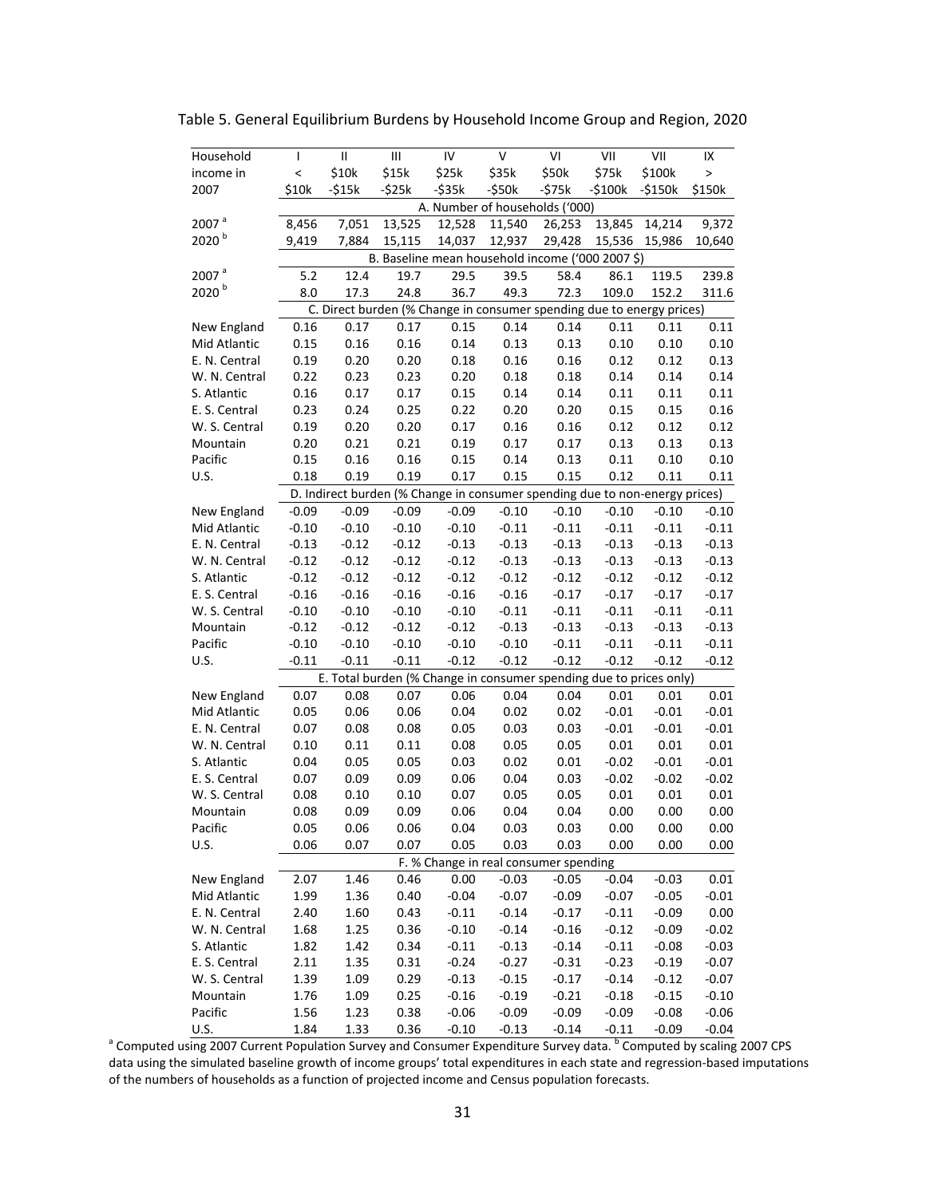Table 5. General Equilibrium Burdens by Household Income Group and Region, 2020

| Household income in 2007 | I < $10k | II $10k -$15k | III $15k -$25k | IV $25k -$35k | V $35k -$50k | VI $50k -$75k | VII $75k -$100k | VII $100k -$150k | IX > $150k |
|---|---|---|---|---|---|---|---|---|---|
| | A. Number of households ('000) | | | | | | | | |
| 2007 [a] | 8,456 | 7,051 | 13,525 | 12,528 | 11,540 | 26,253 | 13,845 | 14,214 | 9,372 |
| 2020 [b] | 9,419 | 7,884 | 15,115 | 14,037 | 12,937 | 29,428 | 15,536 | 15,986 | 10,640 |
| | B. Baseline mean household income ('000 2007 $) | | | | | | | | |
| 2007 [a] | 5.2 | 12.4 | 19.7 | 29.5 | 39.5 | 58.4 | 86.1 | 119.5 | 239.8 |
| 2020 [b] | 8.0 | 17.3 | 24.8 | 36.7 | 49.3 | 72.3 | 109.0 | 152.2 | 311.6 |
| | C. Direct burden (% Change in consumer spending due to energy prices) | | | | | | | | |
| New England | 0.16 | 0.17 | 0.17 | 0.15 | 0.14 | 0.14 | 0.11 | 0.11 | 0.11 |
| Mid Atlantic | 0.15 | 0.16 | 0.16 | 0.14 | 0.13 | 0.13 | 0.10 | 0.10 | 0.10 |
| E. N. Central | 0.19 | 0.20 | 0.20 | 0.18 | 0.16 | 0.16 | 0.12 | 0.12 | 0.13 |
| W. N. Central | 0.22 | 0.23 | 0.23 | 0.20 | 0.18 | 0.18 | 0.14 | 0.14 | 0.14 |
| S. Atlantic | 0.16 | 0.17 | 0.17 | 0.15 | 0.14 | 0.14 | 0.11 | 0.11 | 0.11 |
| E. S. Central | 0.23 | 0.24 | 0.25 | 0.22 | 0.20 | 0.20 | 0.15 | 0.15 | 0.16 |
| W. S. Central | 0.19 | 0.20 | 0.20 | 0.17 | 0.16 | 0.16 | 0.12 | 0.12 | 0.12 |
| Mountain | 0.20 | 0.21 | 0.21 | 0.19 | 0.17 | 0.17 | 0.13 | 0.13 | 0.13 |
| Pacific | 0.15 | 0.16 | 0.16 | 0.15 | 0.14 | 0.13 | 0.11 | 0.10 | 0.10 |
| U.S. | 0.18 | 0.19 | 0.19 | 0.17 | 0.15 | 0.15 | 0.12 | 0.11 | 0.11 |
| | D. Indirect burden (% Change in consumer spending due to non-energy prices) | | | | | | | | |
| New England | -0.09 | -0.09 | -0.09 | -0.09 | -0.10 | -0.10 | -0.10 | -0.10 | -0.10 |
| Mid Atlantic | -0.10 | -0.10 | -0.10 | -0.10 | -0.11 | -0.11 | -0.11 | -0.11 | -0.11 |
| E. N. Central | -0.13 | -0.12 | -0.12 | -0.13 | -0.13 | -0.13 | -0.13 | -0.13 | -0.13 |
| W. N. Central | -0.12 | -0.12 | -0.12 | -0.12 | -0.13 | -0.13 | -0.13 | -0.13 | -0.13 |
| S. Atlantic | -0.12 | -0.12 | -0.12 | -0.12 | -0.12 | -0.12 | -0.12 | -0.12 | -0.12 |
| E. S. Central | -0.16 | -0.16 | -0.16 | -0.16 | -0.16 | -0.17 | -0.17 | -0.17 | -0.17 |
| W. S. Central | -0.10 | -0.10 | -0.10 | -0.10 | -0.11 | -0.11 | -0.11 | -0.11 | -0.11 |
| Mountain | -0.12 | -0.12 | -0.12 | -0.12 | -0.13 | -0.13 | -0.13 | -0.13 | -0.13 |
| Pacific | -0.10 | -0.10 | -0.10 | -0.10 | -0.10 | -0.11 | -0.11 | -0.11 | -0.11 |
| U.S. | -0.11 | -0.11 | -0.11 | -0.12 | -0.12 | -0.12 | -0.12 | -0.12 | -0.12 |
| | E. Total burden (% Change in consumer spending due to prices only) | | | | | | | | |
| New England | 0.07 | 0.08 | 0.07 | 0.06 | 0.04 | 0.04 | 0.01 | 0.01 | 0.01 |
| Mid Atlantic | 0.05 | 0.06 | 0.06 | 0.04 | 0.02 | 0.02 | -0.01 | -0.01 | -0.01 |
| E. N. Central | 0.07 | 0.08 | 0.08 | 0.05 | 0.03 | 0.03 | -0.01 | -0.01 | -0.01 |
| W. N. Central | 0.10 | 0.11 | 0.11 | 0.08 | 0.05 | 0.05 | 0.01 | 0.01 | 0.01 |
| S. Atlantic | 0.04 | 0.05 | 0.05 | 0.03 | 0.02 | 0.01 | -0.02 | -0.01 | -0.01 |
| E. S. Central | 0.07 | 0.09 | 0.09 | 0.06 | 0.04 | 0.03 | -0.02 | -0.02 | -0.02 |
| W. S. Central | 0.08 | 0.10 | 0.10 | 0.07 | 0.05 | 0.05 | 0.01 | 0.01 | 0.01 |
| Mountain | 0.08 | 0.09 | 0.09 | 0.06 | 0.04 | 0.04 | 0.00 | 0.00 | 0.00 |
| Pacific | 0.05 | 0.06 | 0.06 | 0.04 | 0.03 | 0.03 | 0.00 | 0.00 | 0.00 |
| U.S. | 0.06 | 0.07 | 0.07 | 0.05 | 0.03 | 0.03 | 0.00 | 0.00 | 0.00 |
| | F. % Change in real consumer spending | | | | | | | | |
| New England | 2.07 | 1.46 | 0.46 | 0.00 | -0.03 | -0.05 | -0.04 | -0.03 | 0.01 |
| Mid Atlantic | 1.99 | 1.36 | 0.40 | -0.04 | -0.07 | -0.09 | -0.07 | -0.05 | -0.01 |
| E. N. Central | 2.40 | 1.60 | 0.43 | -0.11 | -0.14 | -0.17 | -0.11 | -0.09 | 0.00 |
| W. N. Central | 1.68 | 1.25 | 0.36 | -0.10 | -0.14 | -0.16 | -0.12 | -0.09 | -0.02 |
| S. Atlantic | 1.82 | 1.42 | 0.34 | -0.11 | -0.13 | -0.14 | -0.11 | -0.08 | -0.03 |
| E. S. Central | 2.11 | 1.35 | 0.31 | -0.24 | -0.27 | -0.31 | -0.23 | -0.19 | -0.07 |
| W. S. Central | 1.39 | 1.09 | 0.29 | -0.13 | -0.15 | -0.17 | -0.14 | -0.12 | -0.07 |
| Mountain | 1.76 | 1.09 | 0.25 | -0.16 | -0.19 | -0.21 | -0.18 | -0.15 | -0.10 |
| Pacific | 1.56 | 1.23 | 0.38 | -0.06 | -0.09 | -0.09 | -0.09 | -0.08 | -0.06 |
| U.S. | 1.84 | 1.33 | 0.36 | -0.10 | -0.13 | -0.14 | -0.11 | -0.09 | -0.04 |

[a] Computed using 2007 Current Population Survey and Consumer Expenditure Survey data. [b] Computed by scaling 2007 CPS data using the simulated baseline growth of income groups' total expenditures in each state and regression-based imputations of the numbers of households as a function of projected income and Census population forecasts.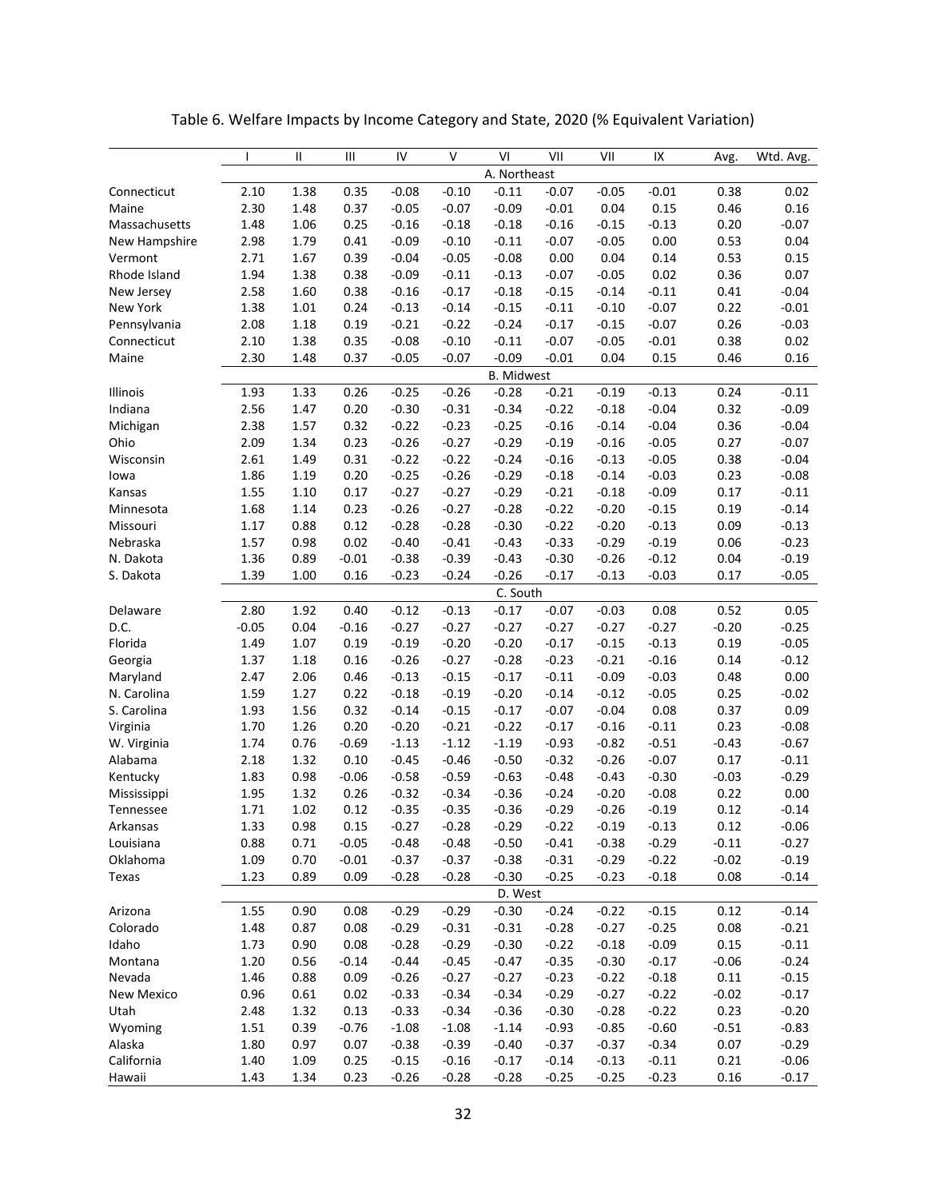Table 6. Welfare Impacts by Income Category and State, 2020 (% Equivalent Variation)

| | I | II | III | IV | V | VI | VII | VII | IX | Avg. | Wtd. Avg. |
|---|---|---|---|---|---|---|---|---|---|---|---|
| | | | | | | A. Northeast | | | | | |
| Connecticut | 2.10 | 1.38 | 0.35 | -0.08 | -0.10 | -0.11 | -0.07 | -0.05 | -0.01 | 0.38 | 0.02 |
| Maine | 2.30 | 1.48 | 0.37 | -0.05 | -0.07 | -0.09 | -0.01 | 0.04 | 0.15 | 0.46 | 0.16 |
| Massachusetts | 1.48 | 1.06 | 0.25 | -0.16 | -0.18 | -0.18 | -0.16 | -0.15 | -0.13 | 0.20 | -0.07 |
| New Hampshire | 2.98 | 1.79 | 0.41 | -0.09 | -0.10 | -0.11 | -0.07 | -0.05 | 0.00 | 0.53 | 0.04 |
| Vermont | 2.71 | 1.67 | 0.39 | -0.04 | -0.05 | -0.08 | 0.00 | 0.04 | 0.14 | 0.53 | 0.15 |
| Rhode Island | 1.94 | 1.38 | 0.38 | -0.09 | -0.11 | -0.13 | -0.07 | -0.05 | 0.02 | 0.36 | 0.07 |
| New Jersey | 2.58 | 1.60 | 0.38 | -0.16 | -0.17 | -0.18 | -0.15 | -0.14 | -0.11 | 0.41 | -0.04 |
| New York | 1.38 | 1.01 | 0.24 | -0.13 | -0.14 | -0.15 | -0.11 | -0.10 | -0.07 | 0.22 | -0.01 |
| Pennsylvania | 2.08 | 1.18 | 0.19 | -0.21 | -0.22 | -0.24 | -0.17 | -0.15 | -0.07 | 0.26 | -0.03 |
| Connecticut | 2.10 | 1.38 | 0.35 | -0.08 | -0.10 | -0.11 | -0.07 | -0.05 | -0.01 | 0.38 | 0.02 |
| Maine | 2.30 | 1.48 | 0.37 | -0.05 | -0.07 | -0.09 | -0.01 | 0.04 | 0.15 | 0.46 | 0.16 |
| | | | | | | B. Midwest | | | | | |
| Illinois | 1.93 | 1.33 | 0.26 | -0.25 | -0.26 | -0.28 | -0.21 | -0.19 | -0.13 | 0.24 | -0.11 |
| Indiana | 2.56 | 1.47 | 0.20 | -0.30 | -0.31 | -0.34 | -0.22 | -0.18 | -0.04 | 0.32 | -0.09 |
| Michigan | 2.38 | 1.57 | 0.32 | -0.22 | -0.23 | -0.25 | -0.16 | -0.14 | -0.04 | 0.36 | -0.04 |
| Ohio | 2.09 | 1.34 | 0.23 | -0.26 | -0.27 | -0.29 | -0.19 | -0.16 | -0.05 | 0.27 | -0.07 |
| Wisconsin | 2.61 | 1.49 | 0.31 | -0.22 | -0.22 | -0.24 | -0.16 | -0.13 | -0.05 | 0.38 | -0.04 |
| Iowa | 1.86 | 1.19 | 0.20 | -0.25 | -0.26 | -0.29 | -0.18 | -0.14 | -0.03 | 0.23 | -0.08 |
| Kansas | 1.55 | 1.10 | 0.17 | -0.27 | -0.27 | -0.29 | -0.21 | -0.18 | -0.09 | 0.17 | -0.11 |
| Minnesota | 1.68 | 1.14 | 0.23 | -0.26 | -0.27 | -0.28 | -0.22 | -0.20 | -0.15 | 0.19 | -0.14 |
| Missouri | 1.17 | 0.88 | 0.12 | -0.28 | -0.28 | -0.30 | -0.22 | -0.20 | -0.13 | 0.09 | -0.13 |
| Nebraska | 1.57 | 0.98 | 0.02 | -0.40 | -0.41 | -0.43 | -0.33 | -0.29 | -0.19 | 0.06 | -0.23 |
| N. Dakota | 1.36 | 0.89 | -0.01 | -0.38 | -0.39 | -0.43 | -0.30 | -0.26 | -0.12 | 0.04 | -0.19 |
| S. Dakota | 1.39 | 1.00 | 0.16 | -0.23 | -0.24 | -0.26 | -0.17 | -0.13 | -0.03 | 0.17 | -0.05 |
| | | | | | | C. South | | | | | |
| Delaware | 2.80 | 1.92 | 0.40 | -0.12 | -0.13 | -0.17 | -0.07 | -0.03 | 0.08 | 0.52 | 0.05 |
| D.C. | -0.05 | 0.04 | -0.16 | -0.27 | -0.27 | -0.27 | -0.27 | -0.27 | -0.27 | -0.20 | -0.25 |
| Florida | 1.49 | 1.07 | 0.19 | -0.19 | -0.20 | -0.20 | -0.17 | -0.15 | -0.13 | 0.19 | -0.05 |
| Georgia | 1.37 | 1.18 | 0.16 | -0.26 | -0.27 | -0.28 | -0.23 | -0.21 | -0.16 | 0.14 | -0.12 |
| Maryland | 2.47 | 2.06 | 0.46 | -0.13 | -0.15 | -0.17 | -0.11 | -0.09 | -0.03 | 0.48 | 0.00 |
| N. Carolina | 1.59 | 1.27 | 0.22 | -0.18 | -0.19 | -0.20 | -0.14 | -0.12 | -0.05 | 0.25 | -0.02 |
| S. Carolina | 1.93 | 1.56 | 0.32 | -0.14 | -0.15 | -0.17 | -0.07 | -0.04 | 0.08 | 0.37 | 0.09 |
| Virginia | 1.70 | 1.26 | 0.20 | -0.20 | -0.21 | -0.22 | -0.17 | -0.16 | -0.11 | 0.23 | -0.08 |
| W. Virginia | 1.74 | 0.76 | -0.69 | -1.13 | -1.12 | -1.19 | -0.93 | -0.82 | -0.51 | -0.43 | -0.67 |
| Alabama | 2.18 | 1.32 | 0.10 | -0.45 | -0.46 | -0.50 | -0.32 | -0.26 | -0.07 | 0.17 | -0.11 |
| Kentucky | 1.83 | 0.98 | -0.06 | -0.58 | -0.59 | -0.63 | -0.48 | -0.43 | -0.30 | -0.03 | -0.29 |
| Mississippi | 1.95 | 1.32 | 0.26 | -0.32 | -0.34 | -0.36 | -0.24 | -0.20 | -0.08 | 0.22 | 0.00 |
| Tennessee | 1.71 | 1.02 | 0.12 | -0.35 | -0.35 | -0.36 | -0.29 | -0.26 | -0.19 | 0.12 | -0.14 |
| Arkansas | 1.33 | 0.98 | 0.15 | -0.27 | -0.28 | -0.29 | -0.22 | -0.19 | -0.13 | 0.12 | -0.06 |
| Louisiana | 0.88 | 0.71 | -0.05 | -0.48 | -0.48 | -0.50 | -0.41 | -0.38 | -0.29 | -0.11 | -0.27 |
| Oklahoma | 1.09 | 0.70 | -0.01 | -0.37 | -0.37 | -0.38 | -0.31 | -0.29 | -0.22 | -0.02 | -0.19 |
| Texas | 1.23 | 0.89 | 0.09 | -0.28 | -0.28 | -0.30 | -0.25 | -0.23 | -0.18 | 0.08 | -0.14 |
| | | | | | | D. West | | | | | |
| Arizona | 1.55 | 0.90 | 0.08 | -0.29 | -0.29 | -0.30 | -0.24 | -0.22 | -0.15 | 0.12 | -0.14 |
| Colorado | 1.48 | 0.87 | 0.08 | -0.29 | -0.31 | -0.31 | -0.28 | -0.27 | -0.25 | 0.08 | -0.21 |
| Idaho | 1.73 | 0.90 | 0.08 | -0.28 | -0.29 | -0.30 | -0.22 | -0.18 | -0.09 | 0.15 | -0.11 |
| Montana | 1.20 | 0.56 | -0.14 | -0.44 | -0.45 | -0.47 | -0.35 | -0.30 | -0.17 | -0.06 | -0.24 |
| Nevada | 1.46 | 0.88 | 0.09 | -0.26 | -0.27 | -0.27 | -0.23 | -0.22 | -0.18 | 0.11 | -0.15 |
| New Mexico | 0.96 | 0.61 | 0.02 | -0.33 | -0.34 | -0.34 | -0.29 | -0.27 | -0.22 | -0.02 | -0.17 |
| Utah | 2.48 | 1.32 | 0.13 | -0.33 | -0.34 | -0.36 | -0.30 | -0.28 | -0.22 | 0.23 | -0.20 |
| Wyoming | 1.51 | 0.39 | -0.76 | -1.08 | -1.08 | -1.14 | -0.93 | -0.85 | -0.60 | -0.51 | -0.83 |
| Alaska | 1.80 | 0.97 | 0.07 | -0.38 | -0.39 | -0.40 | -0.37 | -0.37 | -0.34 | 0.07 | -0.29 |
| California | 1.40 | 1.09 | 0.25 | -0.15 | -0.16 | -0.17 | -0.14 | -0.13 | -0.11 | 0.21 | -0.06 |
| Hawaii | 1.43 | 1.34 | 0.23 | -0.26 | -0.28 | -0.28 | -0.25 | -0.25 | -0.23 | 0.16 | -0.17 |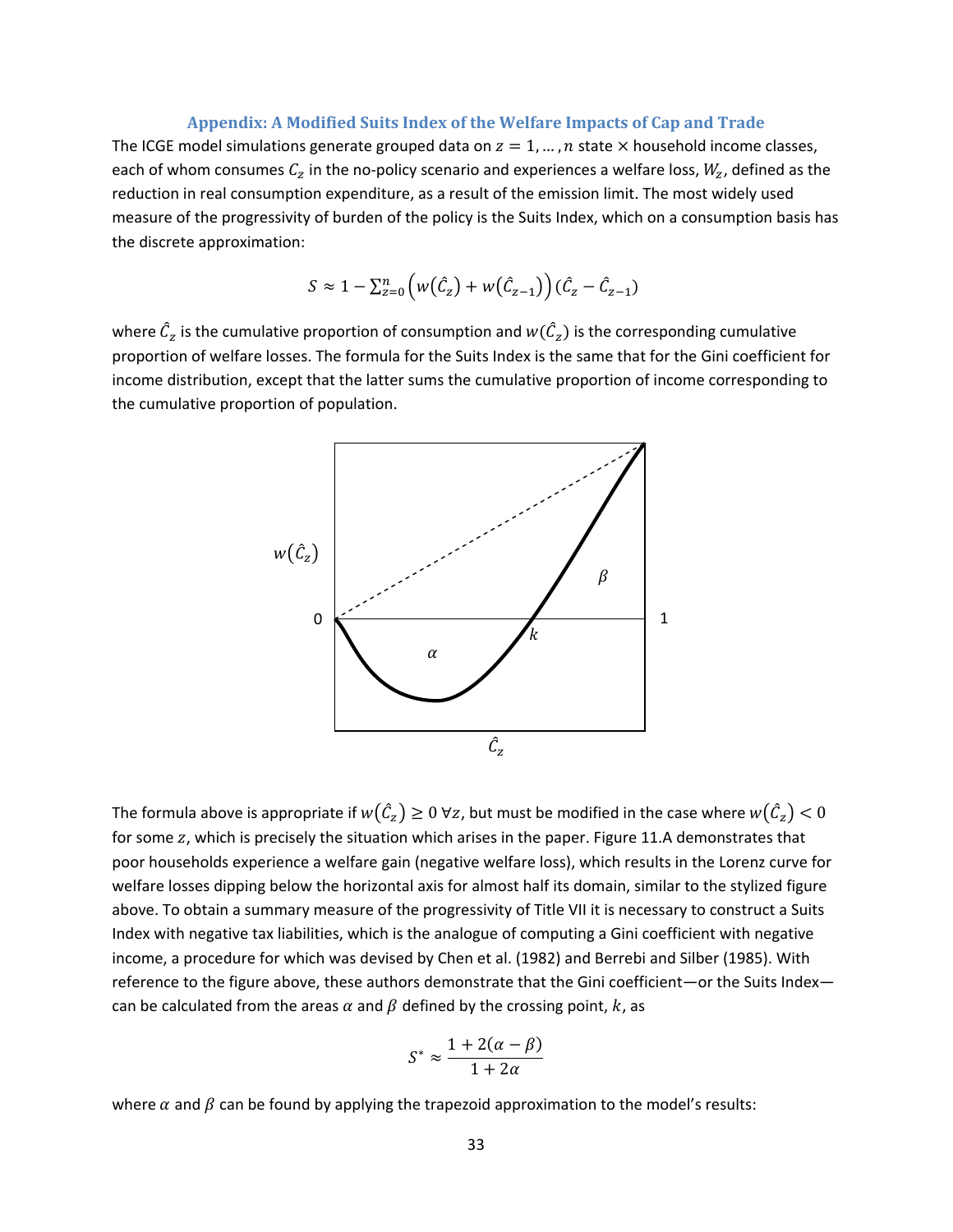### Appendix: A Modified Suits Index of the Welfare Impacts of Cap and Trade

The ICGE model simulations generate grouped data on $z = 1, \ldots, n$ state × household income classes, each of whom consumes $C_z$ in the no-policy scenario and experiences a welfare loss, $W_z$, defined as the reduction in real consumption expenditure, as a result of the emission limit. The most widely used measure of the progressivity of burden of the policy is the Suits Index, which on a consumption basis has the discrete approximation:

$$S \approx 1 - \sum_{z=0}^{n} \left( w(\hat{C}_z) + w(\hat{C}_{z-1}) \right) (\hat{C}_z - \hat{C}_{z-1})$$

where $\hat{C}_z$ is the cumulative proportion of consumption and $w(\hat{C}_z)$ is the corresponding cumulative proportion of welfare losses. The formula for the Suits Index is the same that for the Gini coefficient for income distribution, except that the latter sums the cumulative proportion of income corresponding to the cumulative proportion of population.

The formula above is appropriate if $w(\hat{C}_z) \geq 0 \; \forall z$, but must be modified in the case where $w(\hat{C}_z) < 0$ for some $z$, which is precisely the situation which arises in the paper. Figure 11.A demonstrates that poor households experience a welfare gain (negative welfare loss), which results in the Lorenz curve for welfare losses dipping below the horizontal axis for almost half its domain, similar to the stylized figure above. To obtain a summary measure of the progressivity of Title VII it is necessary to construct a Suits Index with negative tax liabilities, which is the analogue of computing a Gini coefficient with negative income, a procedure for which was devised by Chen et al. (1982) and Berrebi and Silber (1985). With reference to the figure above, these authors demonstrate that the Gini coefficient—or the Suits Index—can be calculated from the areas $\alpha$ and $\beta$ defined by the crossing point, $k$, as

$$S^* \approx \frac{1 + 2(\alpha - \beta)}{1 + 2\alpha}$$

where $\alpha$ and $\beta$ can be found by applying the trapezoid approximation to the model's results: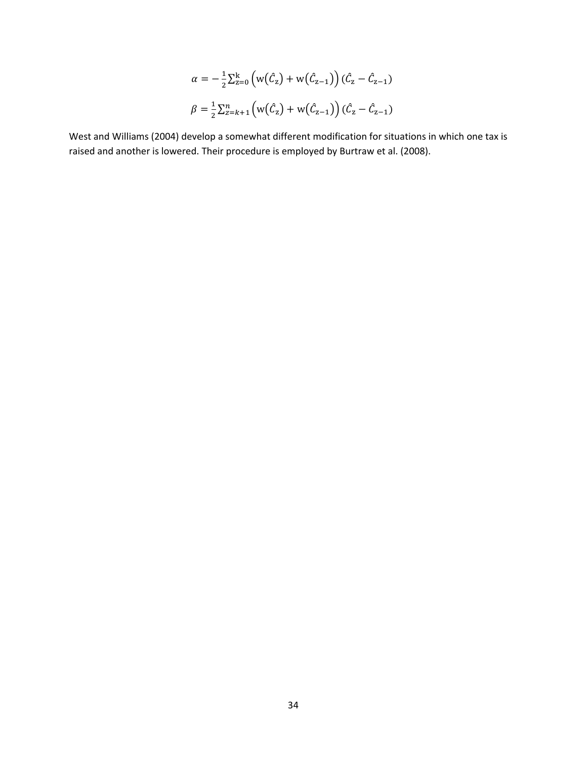$$\alpha = -\frac{1}{2}\sum_{\mathrm{z}=0}^{\mathrm{k}} \left(\mathrm{w}(\hat{C}_{\mathrm{z}}) + \mathrm{w}(\hat{C}_{\mathrm{z}-1})\right)(\hat{C}_{\mathrm{z}} - \hat{C}_{\mathrm{z}-1})$$

$$\beta = \frac{1}{2}\sum_{z=k+1}^{n} \left(\mathrm{w}(\hat{C}_{\mathrm{z}}) + \mathrm{w}(\hat{C}_{\mathrm{z}-1})\right)(\hat{C}_{\mathrm{z}} - \hat{C}_{\mathrm{z}-1})$$

West and Williams (2004) develop a somewhat different modification for situations in which one tax is raised and another is lowered. Their procedure is employed by Burtraw et al. (2008).